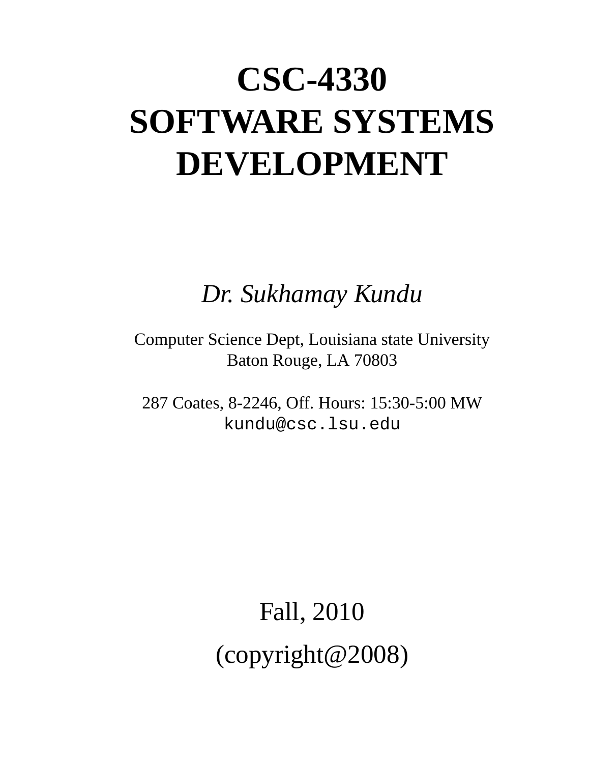# CSC-4330
# SOFTWARE SYSTEMS DEVELOPMENT

*Dr. Sukhamay Kundu*

Computer Science Dept, Louisiana state University
Baton Rouge, LA 70803

287 Coates, 8-2246, Off. Hours: 15:30-5:00 MW
`kundu@csc.lsu.edu`

Fall, 2010

(copyright@2008)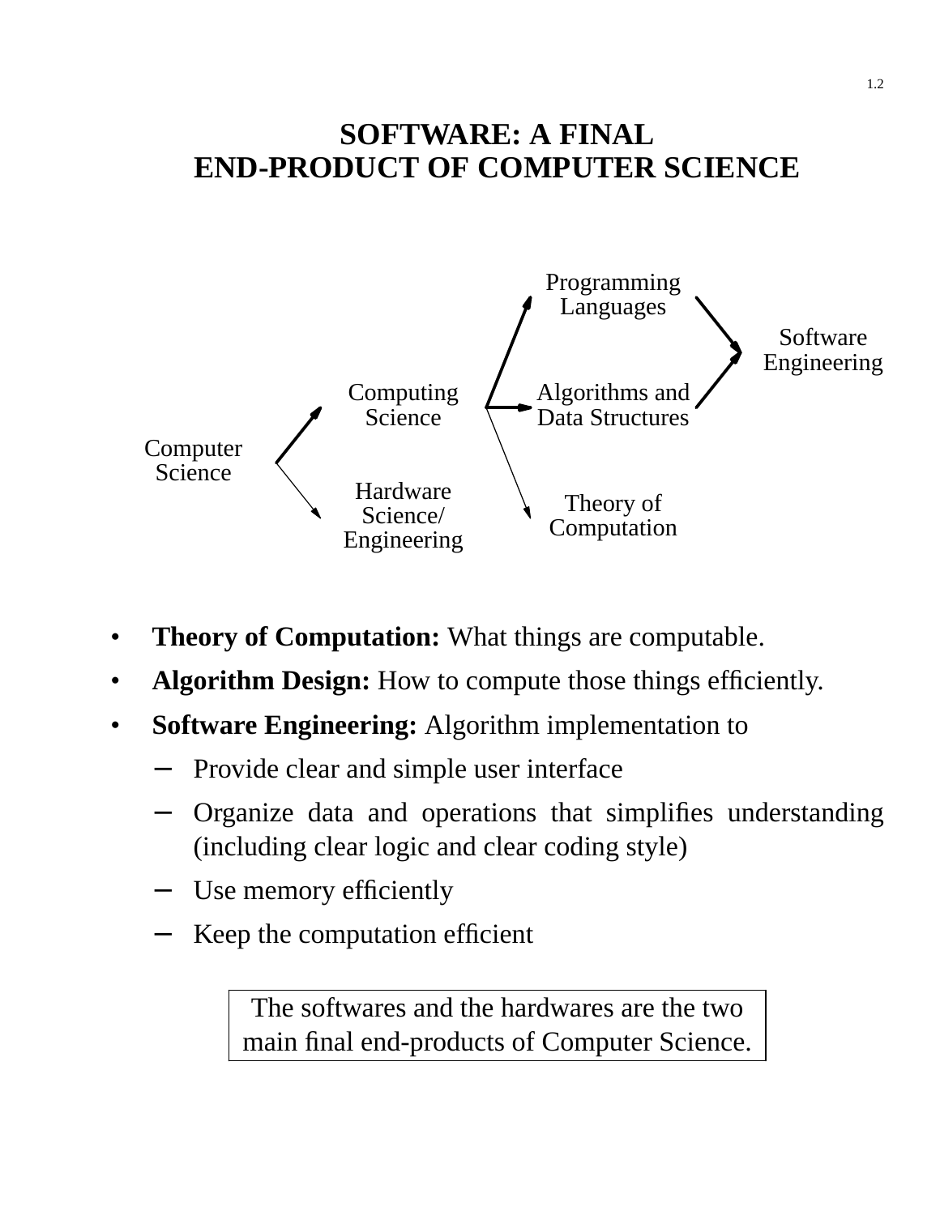# SOFTWARE: A FINAL END-PRODUCT OF COMPUTER SCIENCE

Computer Science → Computing Science, Hardware Science/Engineering

Computing Science → Programming Languages, Algorithms and Data Structures, Theory of Computation

Programming Languages, Algorithms and Data Structures → Software Engineering

- **Theory of Computation:** What things are computable.
- **Algorithm Design:** How to compute those things efficiently.
- **Software Engineering:** Algorithm implementation to
  - Provide clear and simple user interface
  - Organize data and operations that simplifies understanding (including clear logic and clear coding style)
  - Use memory efficiently
  - Keep the computation efficient

> The softwares and the hardwares are the two main final end-products of Computer Science.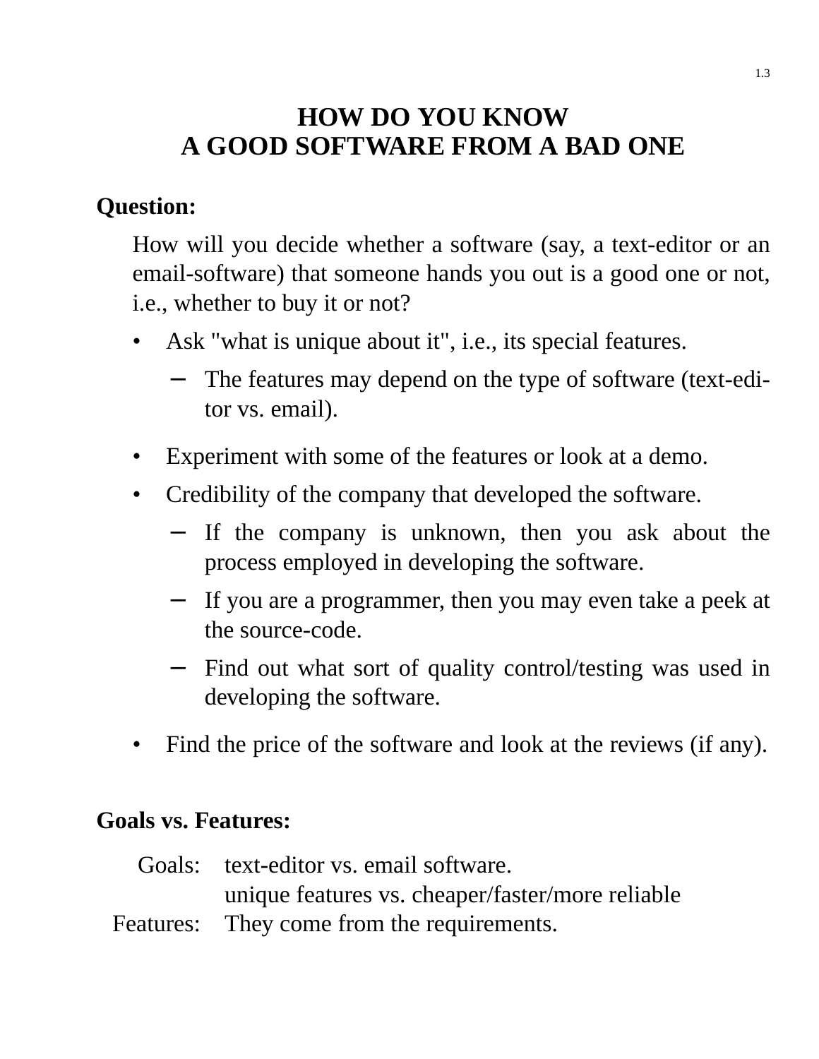# HOW DO YOU KNOW A GOOD SOFTWARE FROM A BAD ONE

**Question:**

How will you decide whether a software (say, a text-editor or an email-software) that someone hands you out is a good one or not, i.e., whether to buy it or not?

- Ask "what is unique about it", i.e., its special features.
  - The features may depend on the type of software (text-editor vs. email).
- Experiment with some of the features or look at a demo.
- Credibility of the company that developed the software.
  - If the company is unknown, then you ask about the process employed in developing the software.
  - If you are a programmer, then you may even take a peek at the source-code.
  - Find out what sort of quality control/testing was used in developing the software.
- Find the price of the software and look at the reviews (if any).

**Goals vs. Features:**

| | |
|---|---|
| Goals: | text-editor vs. email software.<br>unique features vs. cheaper/faster/more reliable |
| Features: | They come from the requirements. |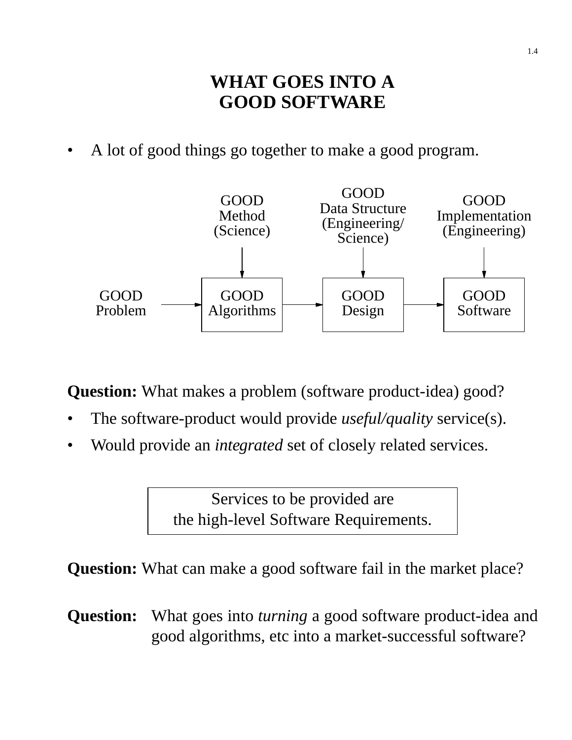# WHAT GOES INTO A GOOD SOFTWARE

- A lot of good things go together to make a good program.

GOOD Method (Science) → GOOD Algorithms

GOOD Data Structure (Engineering/ Science) → GOOD Design

GOOD Implementation (Engineering) → GOOD Software

GOOD Problem → GOOD Algorithms → GOOD Design → GOOD Software

**Question:** What makes a problem (software product-idea) good?

- The software-product would provide *useful/quality* service(s).
- Would provide an *integrated* set of closely related services.

| Services to be provided are the high-level Software Requirements. |
|---|

**Question:** What can make a good software fail in the market place?

**Question:** What goes into *turning* a good software product-idea and good algorithms, etc into a market-successful software?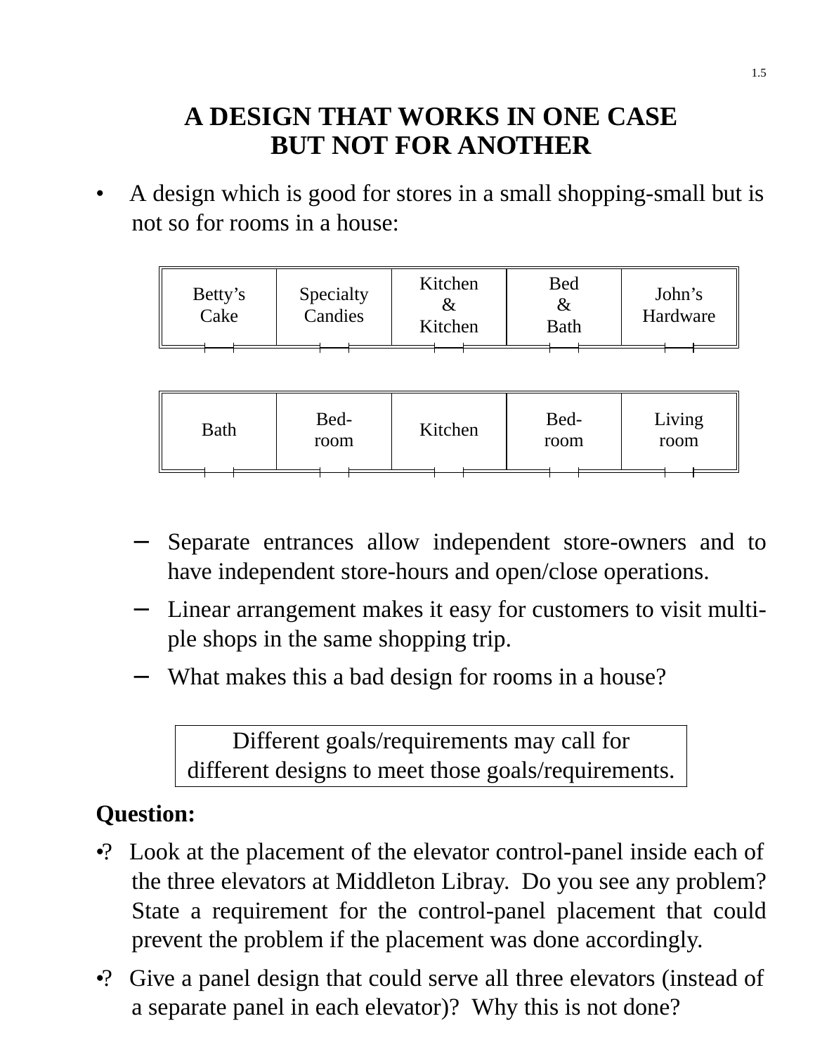# A DESIGN THAT WORKS IN ONE CASE BUT NOT FOR ANOTHER

- A design which is good for stores in a small shopping-small but is not so for rooms in a house:

| Betty's Cake | Specialty Candies | Kitchen & Kitchen | Bed & Bath | John's Hardware |
|---|---|---|---|---|

| Bath | Bed-room | Kitchen | Bed-room | Living room |
|---|---|---|---|---|

  – Separate entrances allow independent store-owners and to have independent store-hours and open/close operations.
  – Linear arrangement makes it easy for customers to visit multiple shops in the same shopping trip.
  – What makes this a bad design for rooms in a house?

> Different goals/requirements may call for different designs to meet those goals/requirements.

**Question:**

- ? Look at the placement of the elevator control-panel inside each of the three elevators at Middleton Libray. Do you see any problem? State a requirement for the control-panel placement that could prevent the problem if the placement was done accordingly.
- ? Give a panel design that could serve all three elevators (instead of a separate panel in each elevator)? Why this is not done?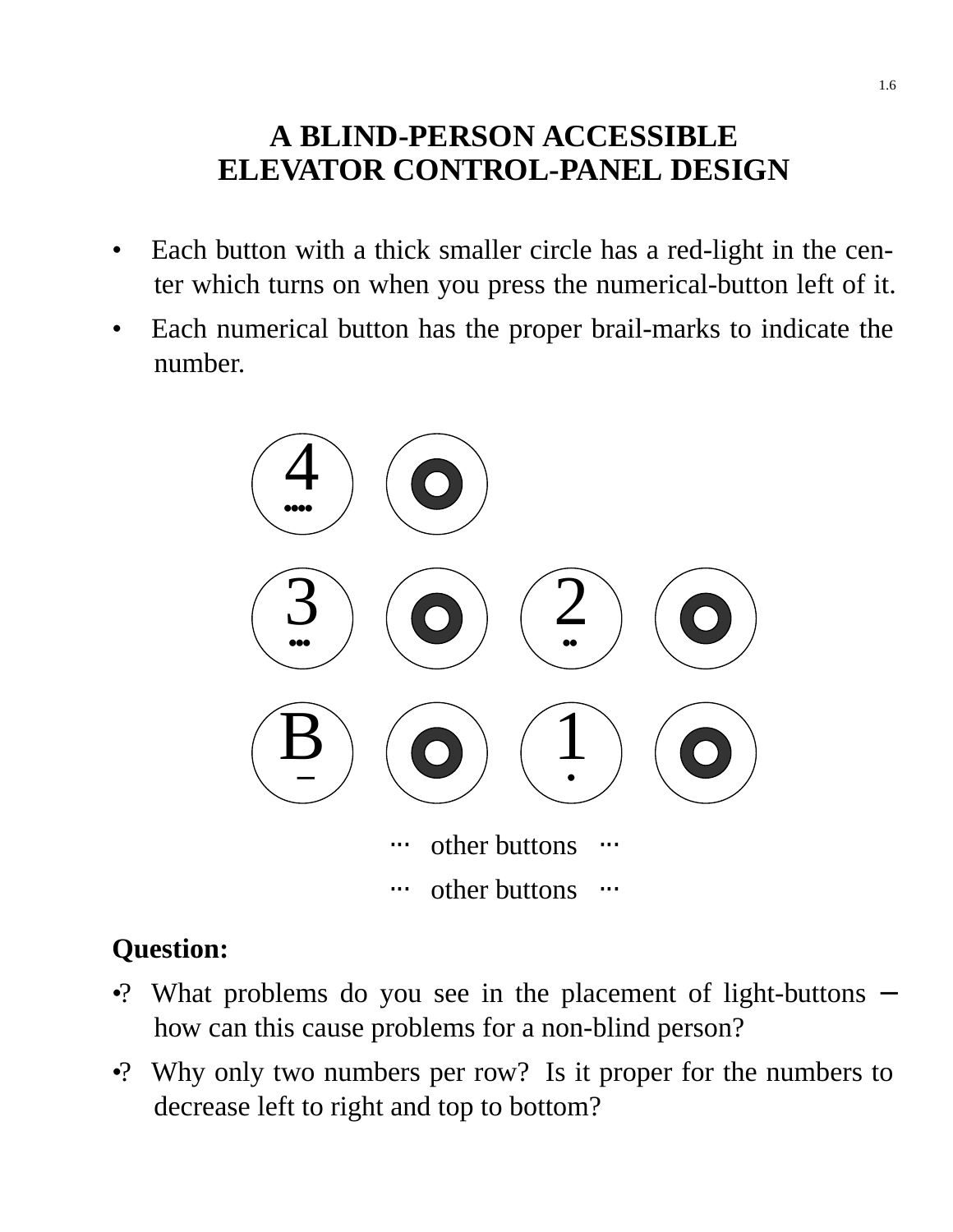# A BLIND-PERSON ACCESSIBLE ELEVATOR CONTROL-PANEL DESIGN

- Each button with a thick smaller circle has a red-light in the center which turns on when you press the numerical-button left of it.
- Each numerical button has the proper brail-marks to indicate the number.

4 ●●●●

3 ●●● 2 ●●

B – 1 ●

··· other buttons ···

··· other buttons ···

**Question:**

•? What problems do you see in the placement of light-buttons – how can this cause problems for a non-blind person?

•? Why only two numbers per row? Is it proper for the numbers to decrease left to right and top to bottom?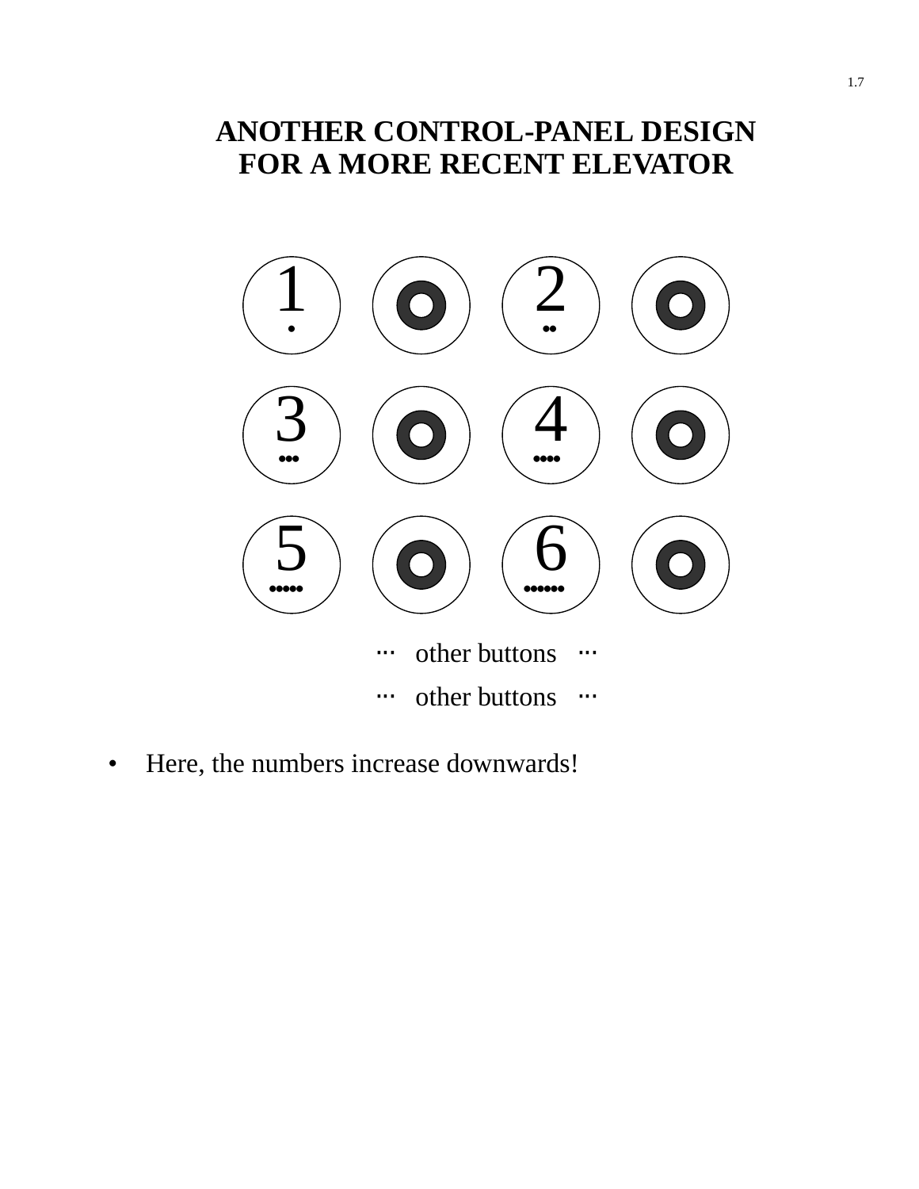# ANOTHER CONTROL-PANEL DESIGN FOR A MORE RECENT ELEVATOR

1 2

3 4

5 6

··· other buttons ···

··· other buttons ···

- Here, the numbers increase downwards!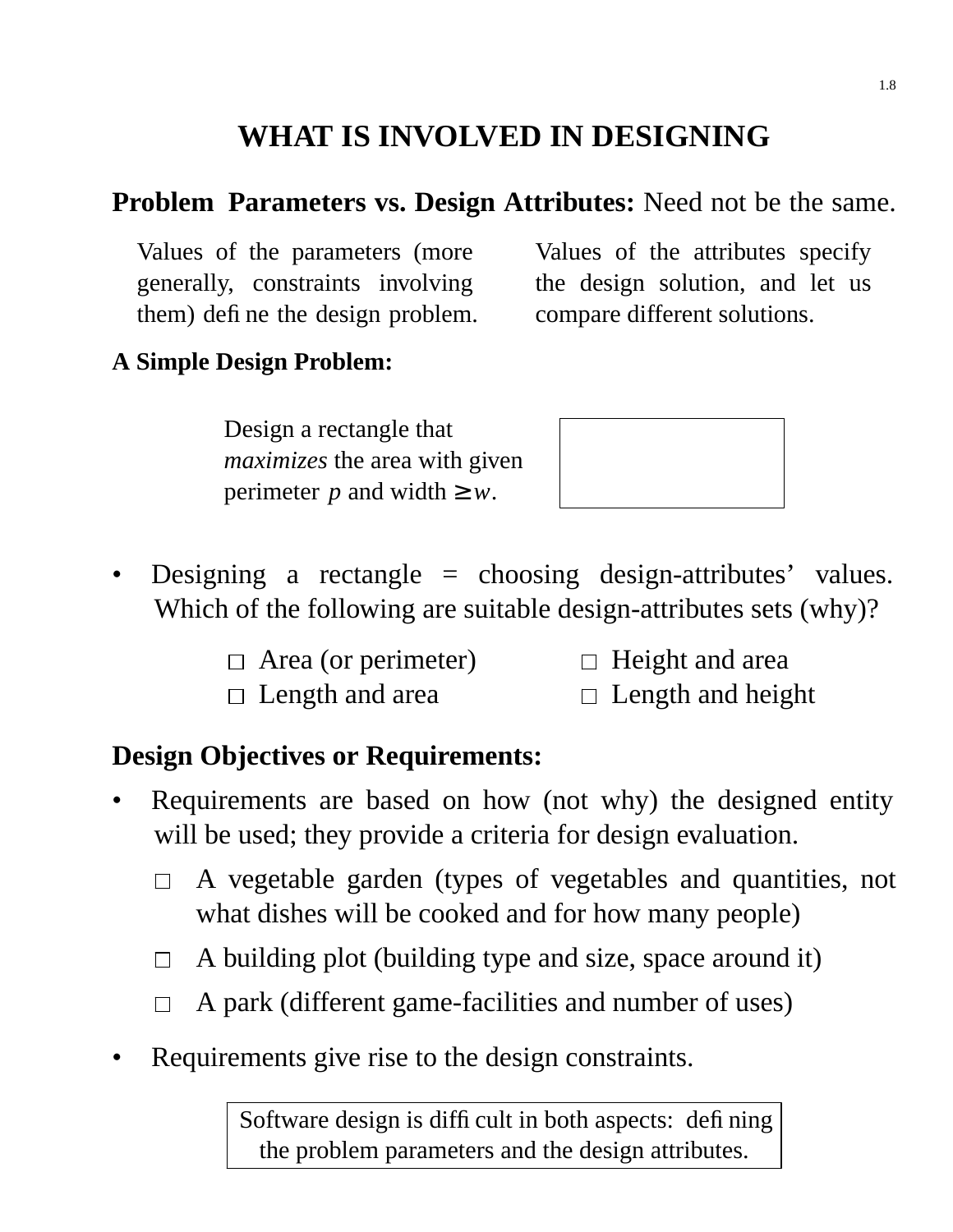# WHAT IS INVOLVED IN DESIGNING

**Problem Parameters vs. Design Attributes:** Need not be the same.

Values of the parameters (more generally, constraints involving them) define the design problem.

Values of the attributes specify the design solution, and let us compare different solutions.

**A Simple Design Problem:**

Design a rectangle that *maximizes* the area with given perimeter $p$ and width $\geq w$.

- Designing a rectangle = choosing design-attributes' values. Which of the following are suitable design-attributes sets (why)?

  - □ Area (or perimeter)
  - □ Length and area
  - □ Height and area
  - □ Length and height

**Design Objectives or Requirements:**

- Requirements are based on how (not why) the designed entity will be used; they provide a criteria for design evaluation.

  - □ A vegetable garden (types of vegetables and quantities, not what dishes will be cooked and for how many people)
  - □ A building plot (building type and size, space around it)
  - □ A park (different game-facilities and number of uses)

- Requirements give rise to the design constraints.

Software design is difficult in both aspects: defining the problem parameters and the design attributes.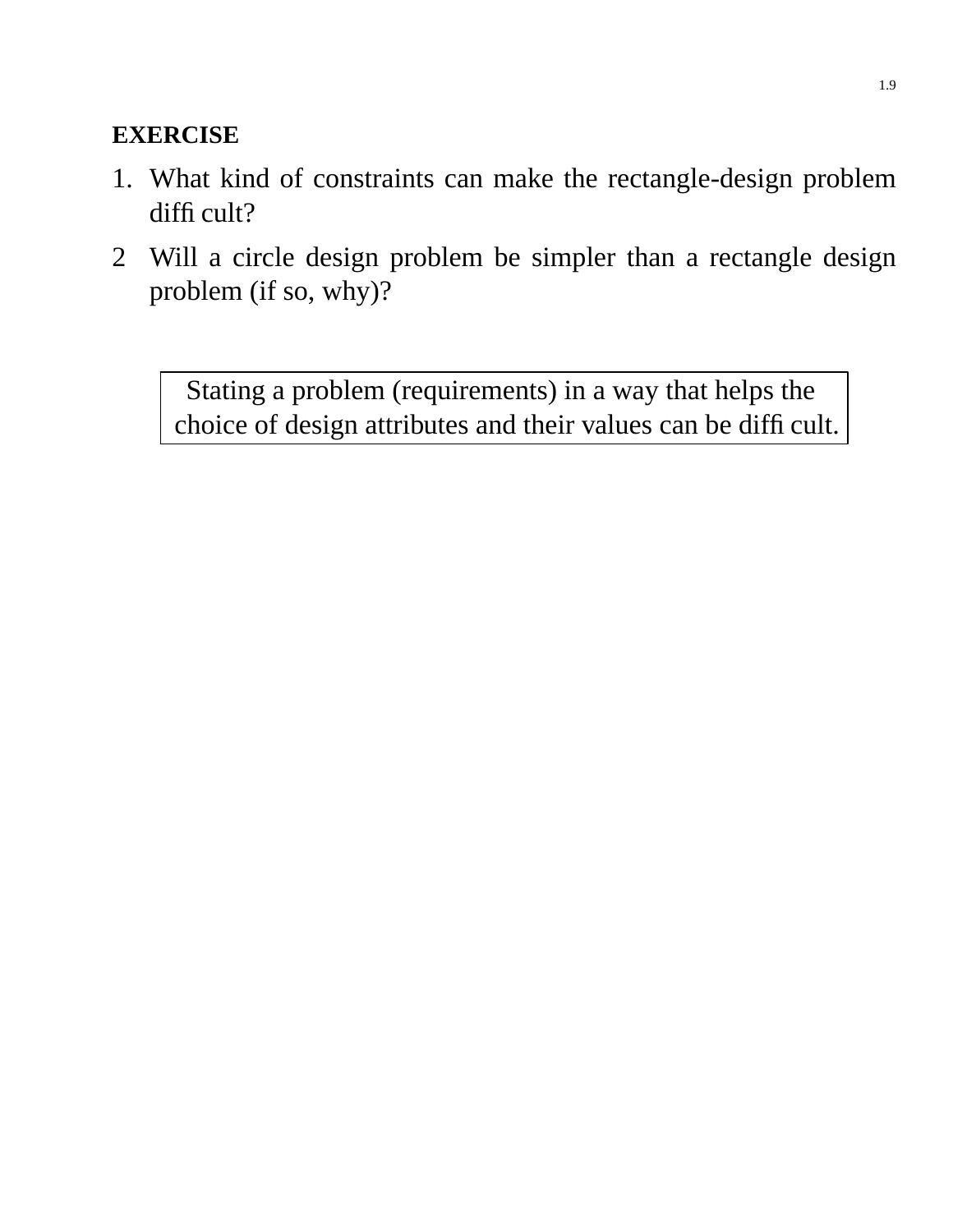**EXERCISE**

1. What kind of constraints can make the rectangle-design problem difficult?
2. Will a circle design problem be simpler than a rectangle design problem (if so, why)?

> Stating a problem (requirements) in a way that helps the choice of design attributes and their values can be difficult.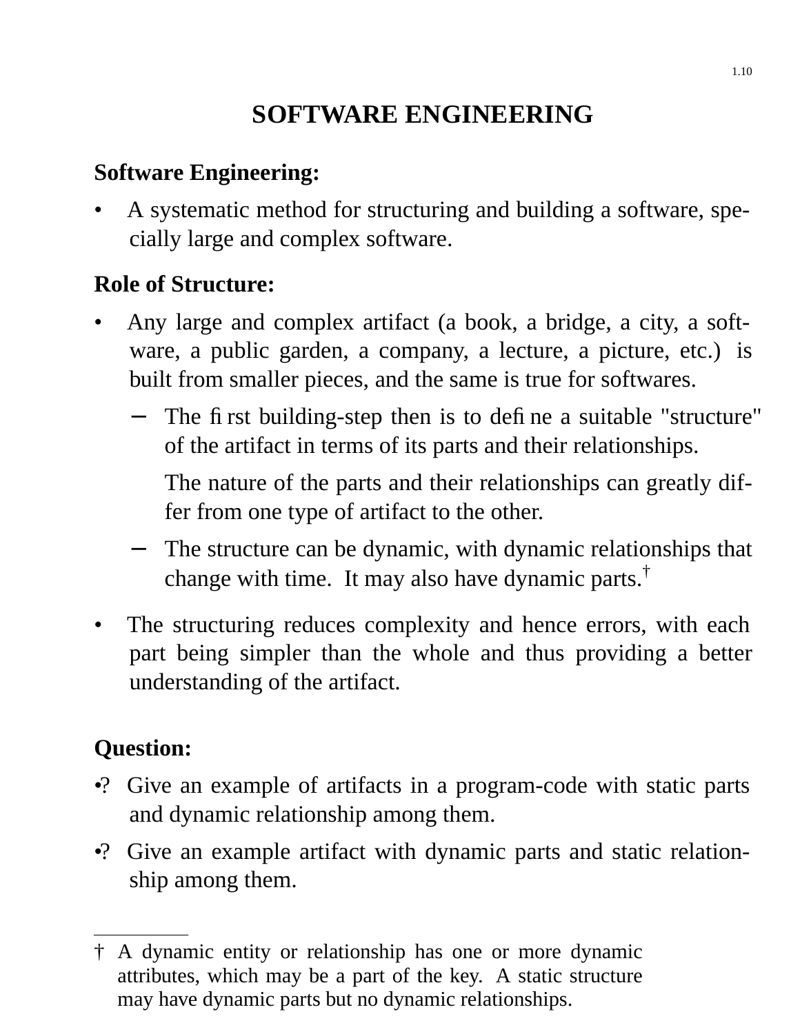# SOFTWARE ENGINEERING

**Software Engineering:**

- A systematic method for structuring and building a software, specially large and complex software.

**Role of Structure:**

- Any large and complex artifact (a book, a bridge, a city, a software, a public garden, a company, a lecture, a picture, etc.) is built from smaller pieces, and the same is true for softwares.
  - The first building-step then is to define a suitable "structure" of the artifact in terms of its parts and their relationships.

    The nature of the parts and their relationships can greatly differ from one type of artifact to the other.
  - The structure can be dynamic, with dynamic relationships that change with time. It may also have dynamic parts.†
- The structuring reduces complexity and hence errors, with each part being simpler than the whole and thus providing a better understanding of the artifact.

**Question:**

•? Give an example of artifacts in a program-code with static parts and dynamic relationship among them.

•? Give an example artifact with dynamic parts and static relationship among them.

---

† A dynamic entity or relationship has one or more dynamic attributes, which may be a part of the key. A static structure may have dynamic parts but no dynamic relationships.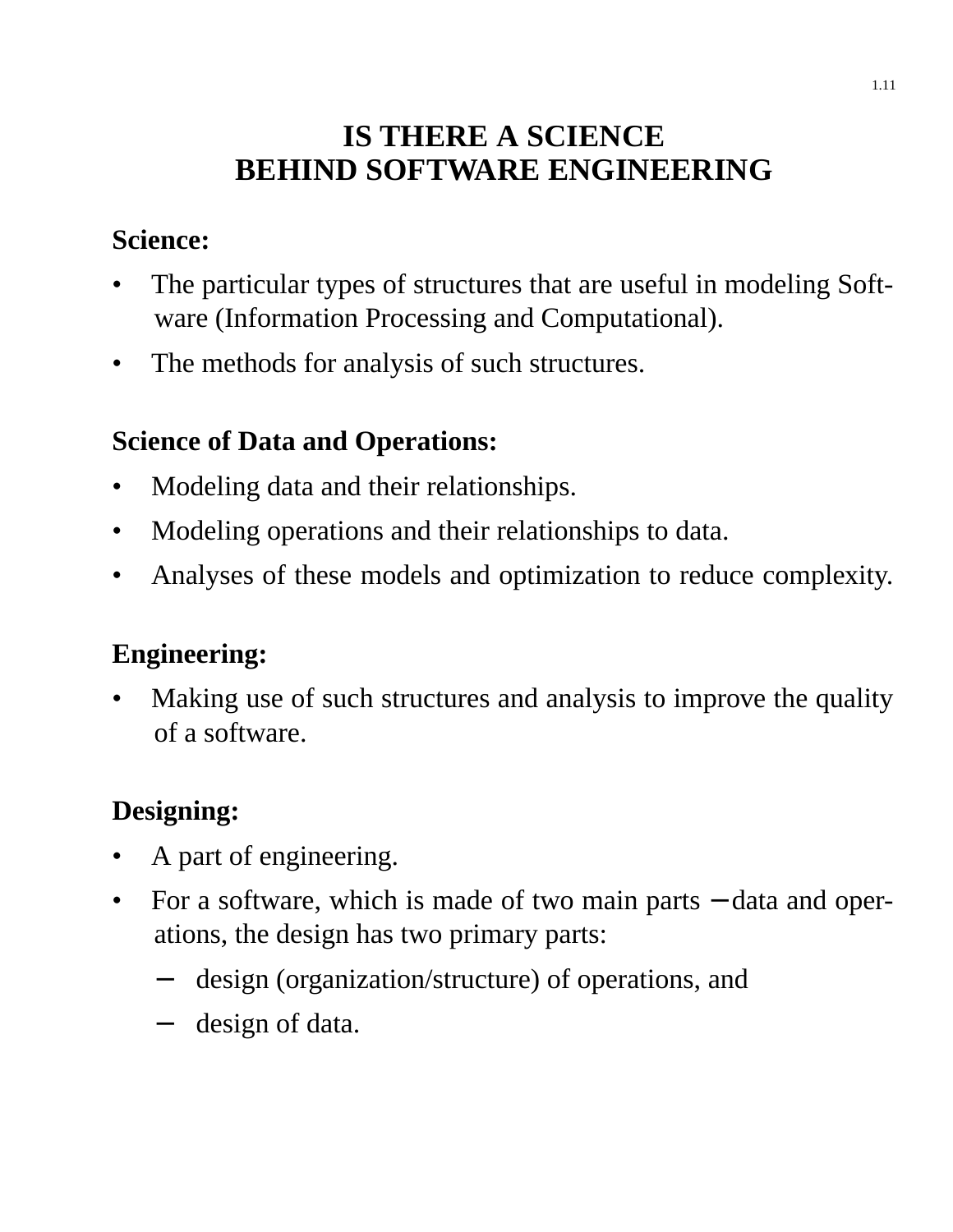# IS THERE A SCIENCE BEHIND SOFTWARE ENGINEERING

**Science:**

- The particular types of structures that are useful in modeling Software (Information Processing and Computational).
- The methods for analysis of such structures.

**Science of Data and Operations:**

- Modeling data and their relationships.
- Modeling operations and their relationships to data.
- Analyses of these models and optimization to reduce complexity.

**Engineering:**

- Making use of such structures and analysis to improve the quality of a software.

**Designing:**

- A part of engineering.
- For a software, which is made of two main parts − data and operations, the design has two primary parts:
  - design (organization/structure) of operations, and
  - design of data.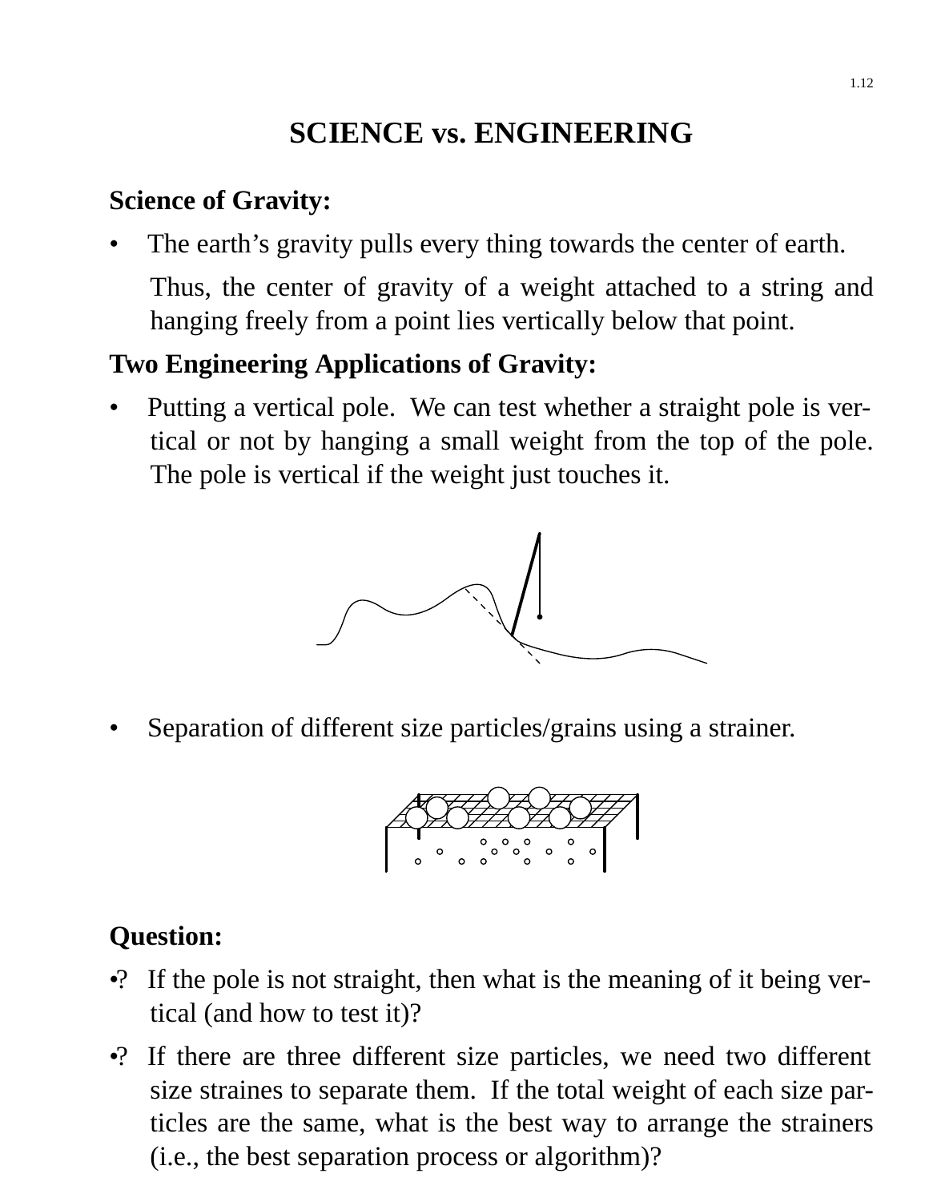# SCIENCE vs. ENGINEERING

**Science of Gravity:**

- The earth's gravity pulls every thing towards the center of earth.

  Thus, the center of gravity of a weight attached to a string and hanging freely from a point lies vertically below that point.

**Two Engineering Applications of Gravity:**

- Putting a vertical pole. We can test whether a straight pole is vertical or not by hanging a small weight from the top of the pole. The pole is vertical if the weight just touches it.

- Separation of different size particles/grains using a strainer.

**Question:**

•? If the pole is not straight, then what is the meaning of it being vertical (and how to test it)?

•? If there are three different size particles, we need two different size straines to separate them. If the total weight of each size particles are the same, what is the best way to arrange the strainers (i.e., the best separation process or algorithm)?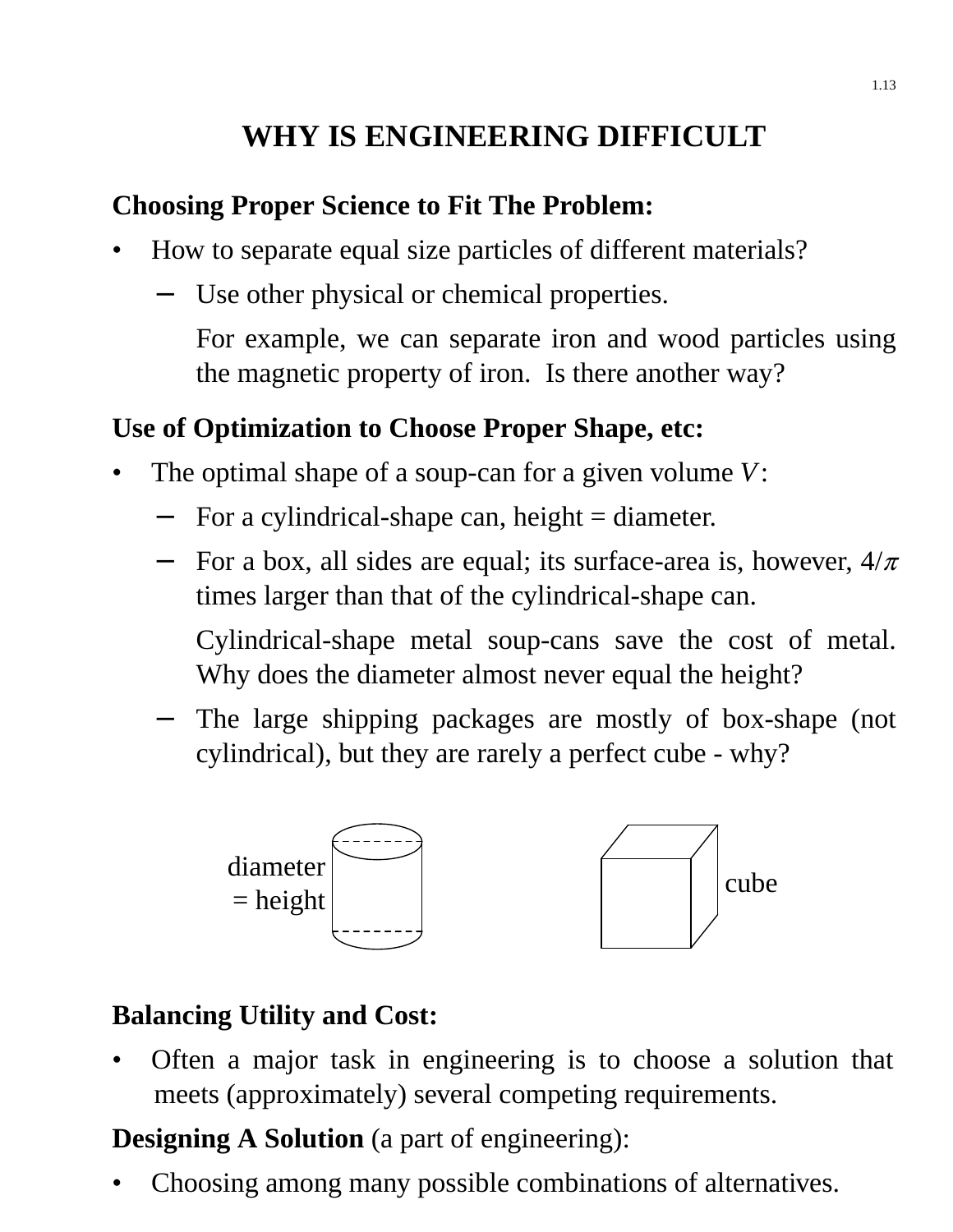# WHY IS ENGINEERING DIFFICULT

**Choosing Proper Science to Fit The Problem:**

- How to separate equal size particles of different materials?
  - Use other physical or chemical properties.

    For example, we can separate iron and wood particles using the magnetic property of iron. Is there another way?

**Use of Optimization to Choose Proper Shape, etc:**

- The optimal shape of a soup-can for a given volume $V$:
  - For a cylindrical-shape can, height = diameter.
  - For a box, all sides are equal; its surface-area is, however, $4/\pi$ times larger than that of the cylindrical-shape can.

    Cylindrical-shape metal soup-cans save the cost of metal. Why does the diameter almost never equal the height?
  - The large shipping packages are mostly of box-shape (not cylindrical), but they are rarely a perfect cube - why?

diameter = height

cube

**Balancing Utility and Cost:**

- Often a major task in engineering is to choose a solution that meets (approximately) several competing requirements.

**Designing A Solution** (a part of engineering):

- Choosing among many possible combinations of alternatives.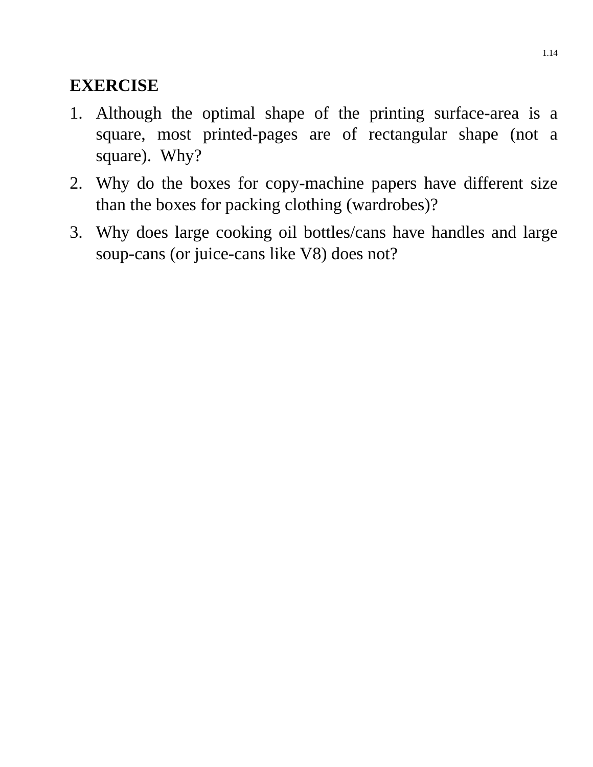**EXERCISE**

1. Although the optimal shape of the printing surface-area is a square, most printed-pages are of rectangular shape (not a square). Why?
2. Why do the boxes for copy-machine papers have different size than the boxes for packing clothing (wardrobes)?
3. Why does large cooking oil bottles/cans have handles and large soup-cans (or juice-cans like V8) does not?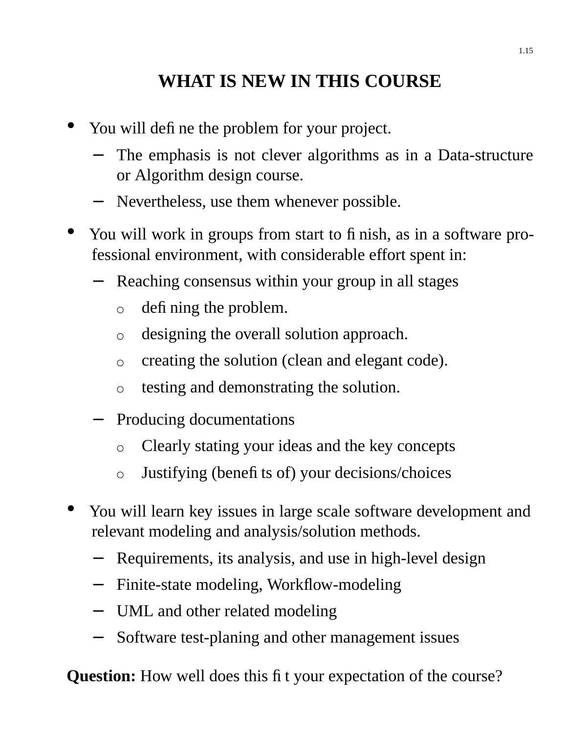# WHAT IS NEW IN THIS COURSE

- You will define the problem for your project.
  - The emphasis is not clever algorithms as in a Data-structure or Algorithm design course.
  - Nevertheless, use them whenever possible.
- You will work in groups from start to finish, as in a software professional environment, with considerable effort spent in:
  - Reaching consensus within your group in all stages
    - defining the problem.
    - designing the overall solution approach.
    - creating the solution (clean and elegant code).
    - testing and demonstrating the solution.
  - Producing documentations
    - Clearly stating your ideas and the key concepts
    - Justifying (benefits of) your decisions/choices
- You will learn key issues in large scale software development and relevant modeling and analysis/solution methods.
  - Requirements, its analysis, and use in high-level design
  - Finite-state modeling, Workflow-modeling
  - UML and other related modeling
  - Software test-planing and other management issues

**Question:** How well does this fit your expectation of the course?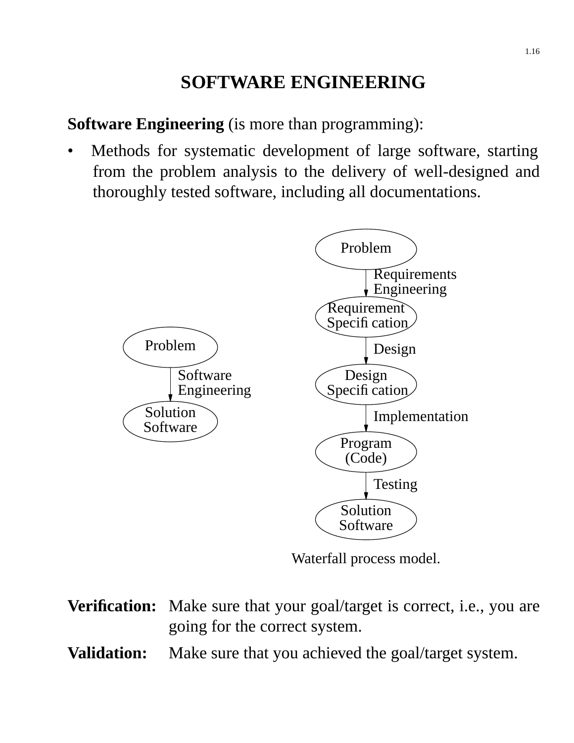# SOFTWARE ENGINEERING

**Software Engineering** (is more than programming):

- Methods for systematic development of large software, starting from the problem analysis to the delivery of well-designed and thoroughly tested software, including all documentations.

Problem → (Software Engineering) → Solution Software

Problem → (Requirements Engineering) → Requirement Specification → (Design) → Design Specification → (Implementation) → Program (Code) → (Testing) → Solution Software

Waterfall process model.

**Verification:** Make sure that your goal/target is correct, i.e., you are going for the correct system.

**Validation:** Make sure that you achieved the goal/target system.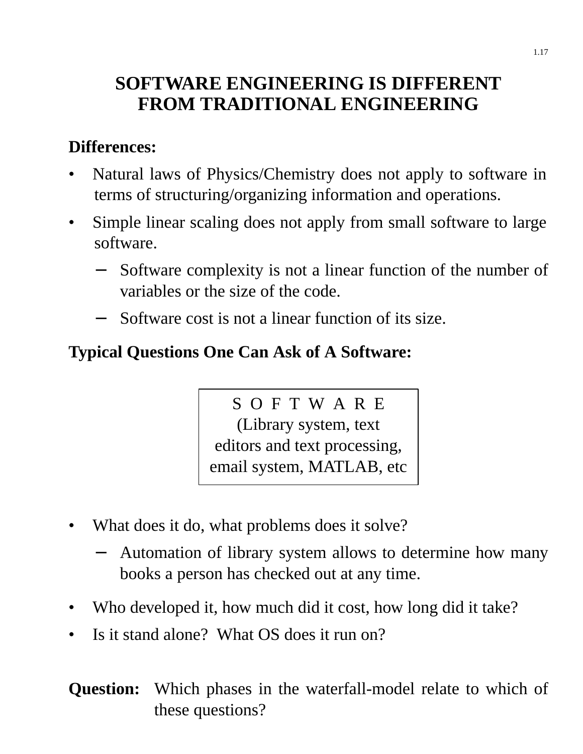# SOFTWARE ENGINEERING IS DIFFERENT FROM TRADITIONAL ENGINEERING

**Differences:**

- Natural laws of Physics/Chemistry does not apply to software in terms of structuring/organizing information and operations.
- Simple linear scaling does not apply from small software to large software.
  - Software complexity is not a linear function of the number of variables or the size of the code.
  - Software cost is not a linear function of its size.

**Typical Questions One Can Ask of A Software:**

| S O F T W A R E<br>(Library system, text editors and text processing, email system, MATLAB, etc |
|---|

- What does it do, what problems does it solve?
  - Automation of library system allows to determine how many books a person has checked out at any time.
- Who developed it, how much did it cost, how long did it take?
- Is it stand alone? What OS does it run on?

**Question:** Which phases in the waterfall-model relate to which of these questions?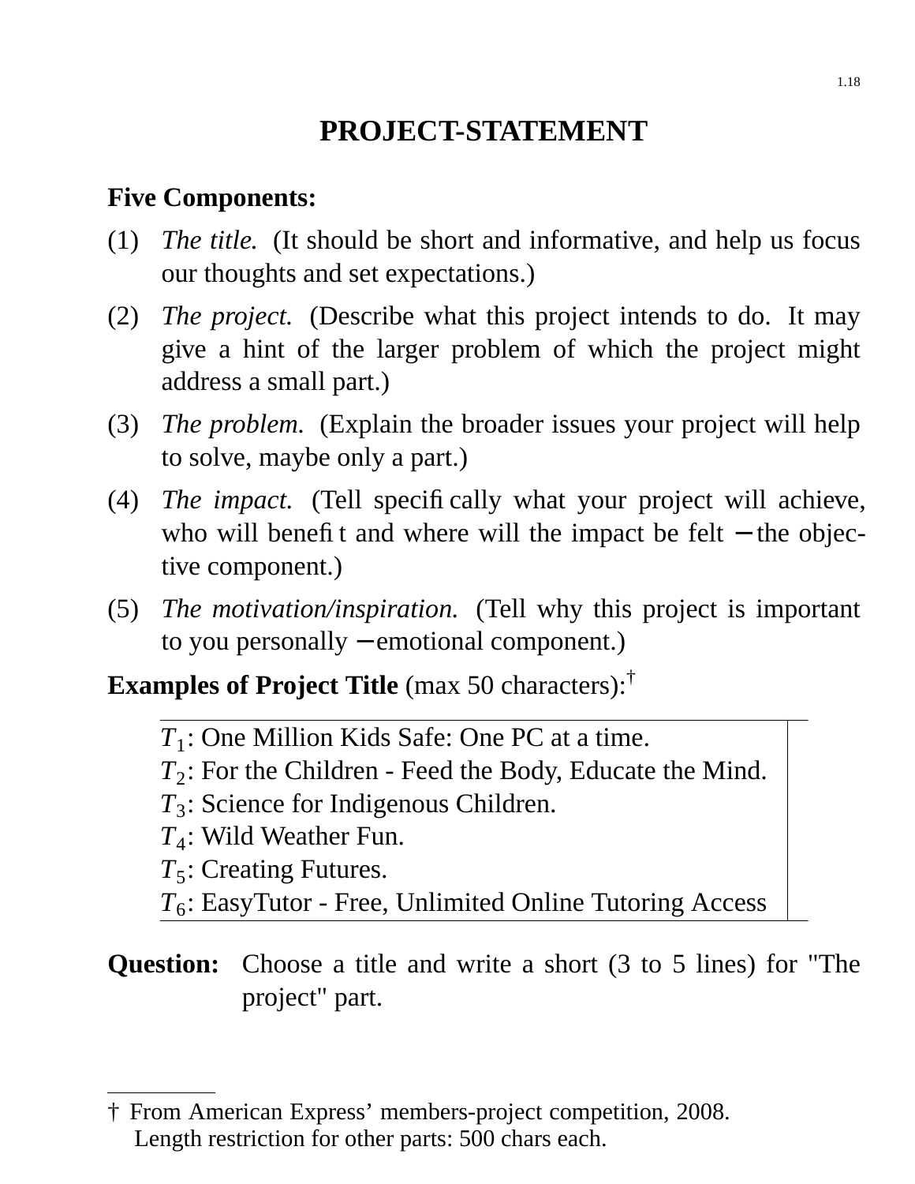# PROJECT-STATEMENT

**Five Components:**

(1) *The title.* (It should be short and informative, and help us focus our thoughts and set expectations.)

(2) *The project.* (Describe what this project intends to do. It may give a hint of the larger problem of which the project might address a small part.)

(3) *The problem.* (Explain the broader issues your project will help to solve, maybe only a part.)

(4) *The impact.* (Tell specifically what your project will achieve, who will benefit and where will the impact be felt − the objective component.)

(5) *The motivation/inspiration.* (Tell why this project is important to you personally − emotional component.)

**Examples of Project Title** (max 50 characters):†

$T_1$: One Million Kids Safe: One PC at a time.
$T_2$: For the Children - Feed the Body, Educate the Mind.
$T_3$: Science for Indigenous Children.
$T_4$: Wild Weather Fun.
$T_5$: Creating Futures.
$T_6$: EasyTutor - Free, Unlimited Online Tutoring Access

**Question:** Choose a title and write a short (3 to 5 lines) for "The project" part.

---

† From American Express' members-project competition, 2008. Length restriction for other parts: 500 chars each.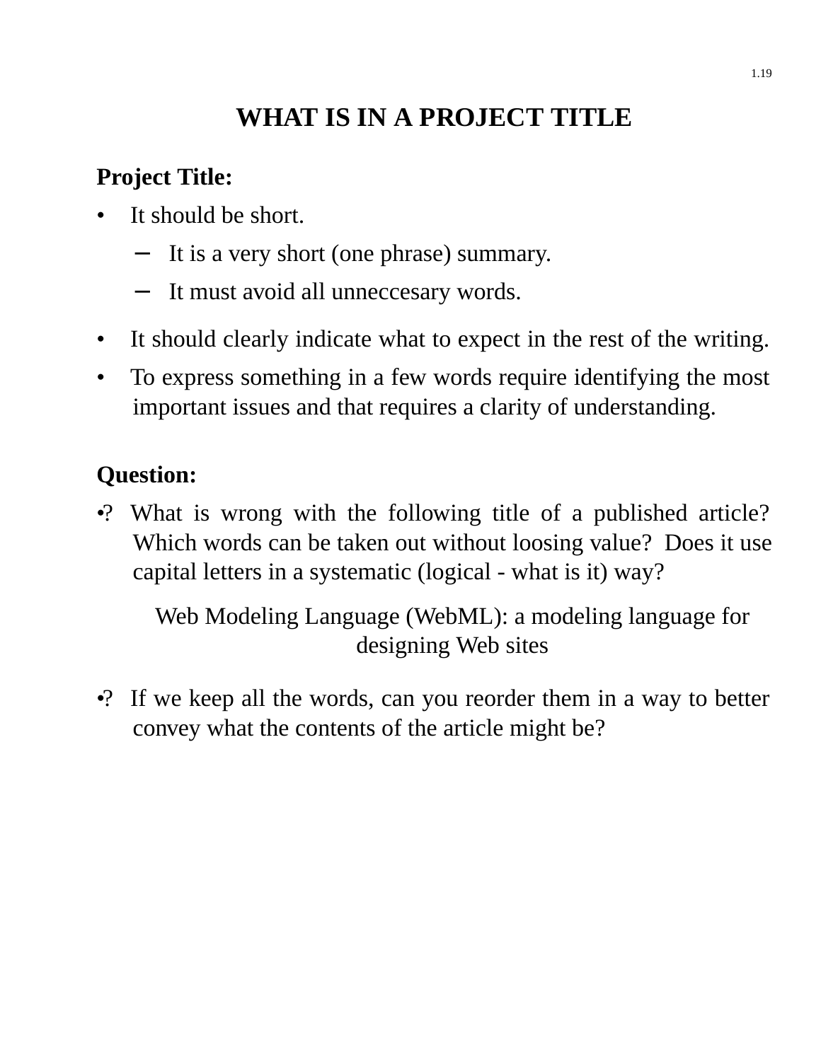# WHAT IS IN A PROJECT TITLE

**Project Title:**

- It should be short.
  - It is a very short (one phrase) summary.
  - It must avoid all unneccesary words.
- It should clearly indicate what to expect in the rest of the writing.
- To express something in a few words require identifying the most important issues and that requires a clarity of understanding.

**Question:**

- ? What is wrong with the following title of a published article? Which words can be taken out without loosing value? Does it use capital letters in a systematic (logical - what is it) way?

  Web Modeling Language (WebML): a modeling language for designing Web sites

- ? If we keep all the words, can you reorder them in a way to better convey what the contents of the article might be?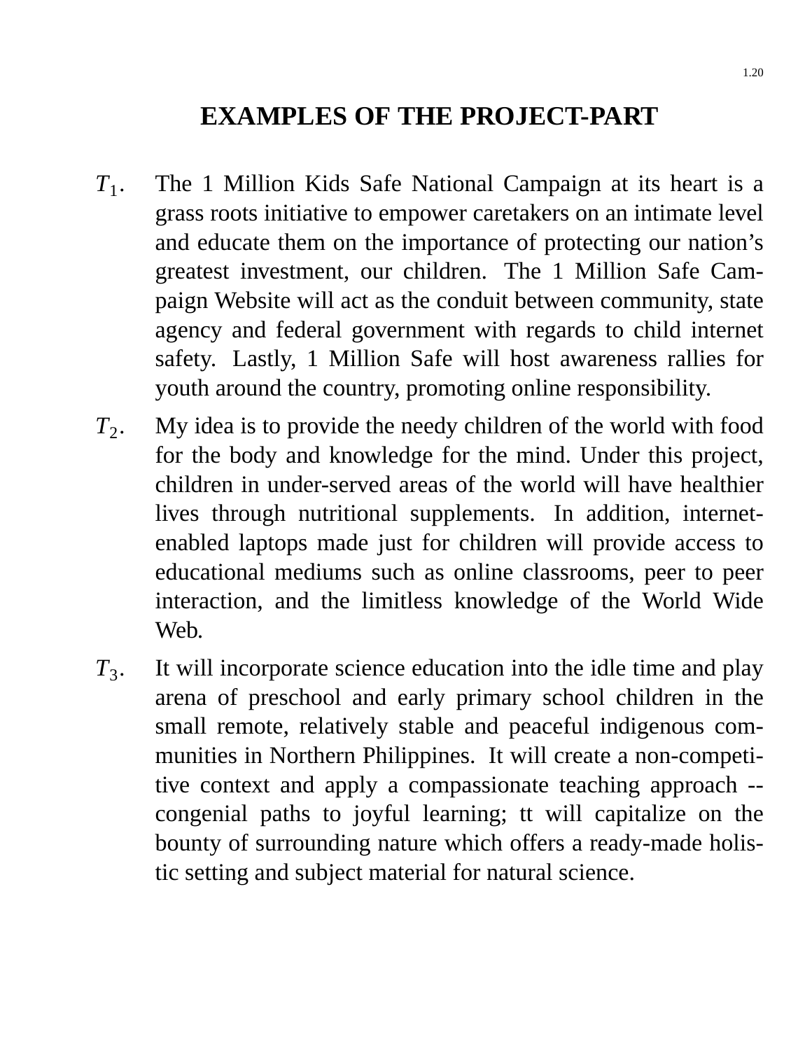# EXAMPLES OF THE PROJECT-PART

$T_1$. The 1 Million Kids Safe National Campaign at its heart is a grass roots initiative to empower caretakers on an intimate level and educate them on the importance of protecting our nation's greatest investment, our children. The 1 Million Safe Campaign Website will act as the conduit between community, state agency and federal government with regards to child internet safety. Lastly, 1 Million Safe will host awareness rallies for youth around the country, promoting online responsibility.

$T_2$. My idea is to provide the needy children of the world with food for the body and knowledge for the mind. Under this project, children in under-served areas of the world will have healthier lives through nutritional supplements. In addition, internet-enabled laptops made just for children will provide access to educational mediums such as online classrooms, peer to peer interaction, and the limitless knowledge of the World Wide Web.

$T_3$. It will incorporate science education into the idle time and play arena of preschool and early primary school children in the small remote, relatively stable and peaceful indigenous communities in Northern Philippines. It will create a non-competitive context and apply a compassionate teaching approach -- congenial paths to joyful learning; tt will capitalize on the bounty of surrounding nature which offers a ready-made holistic setting and subject material for natural science.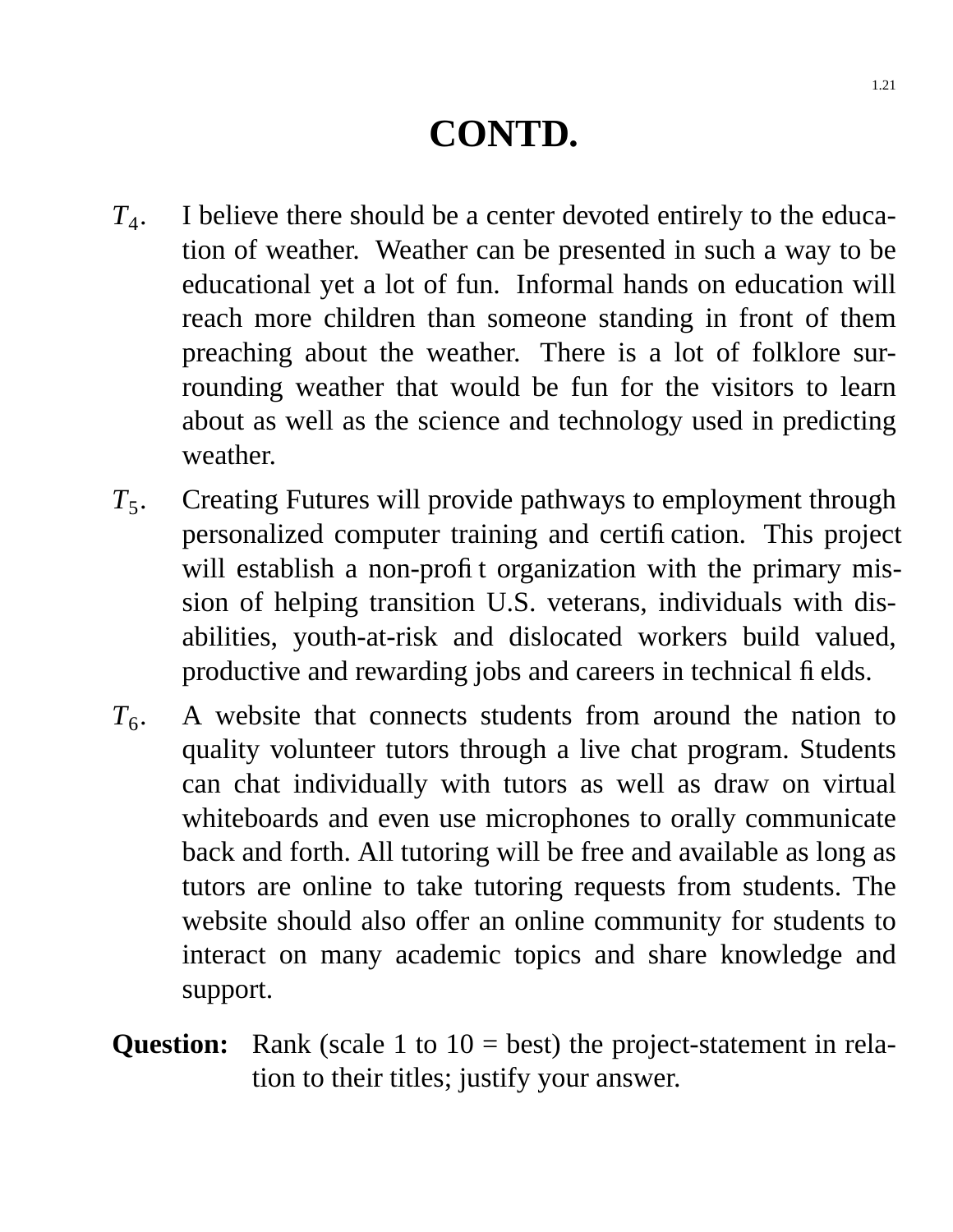# CONTD.

$T_4$. I believe there should be a center devoted entirely to the education of weather. Weather can be presented in such a way to be educational yet a lot of fun. Informal hands on education will reach more children than someone standing in front of them preaching about the weather. There is a lot of folklore surrounding weather that would be fun for the visitors to learn about as well as the science and technology used in predicting weather.

$T_5$. Creating Futures will provide pathways to employment through personalized computer training and certification. This project will establish a non-profit organization with the primary mission of helping transition U.S. veterans, individuals with disabilities, youth-at-risk and dislocated workers build valued, productive and rewarding jobs and careers in technical fields.

$T_6$. A website that connects students from around the nation to quality volunteer tutors through a live chat program. Students can chat individually with tutors as well as draw on virtual whiteboards and even use microphones to orally communicate back and forth. All tutoring will be free and available as long as tutors are online to take tutoring requests from students. The website should also offer an online community for students to interact on many academic topics and share knowledge and support.

**Question:** Rank (scale 1 to 10 = best) the project-statement in relation to their titles; justify your answer.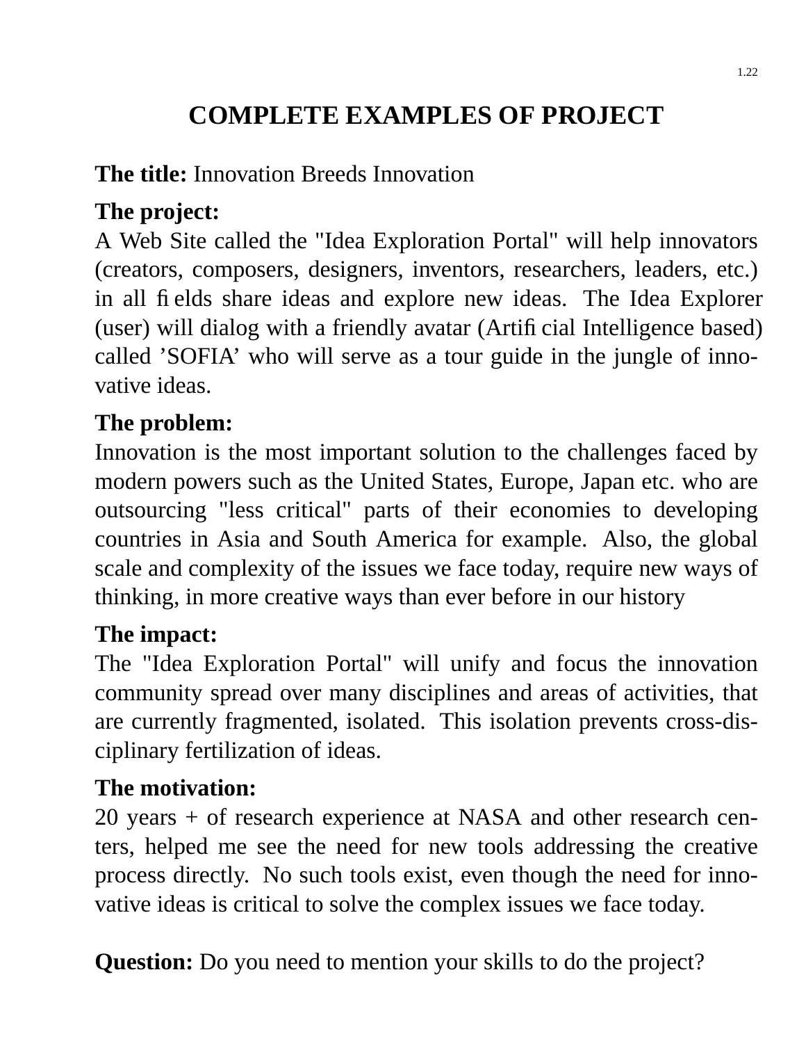# COMPLETE EXAMPLES OF PROJECT

**The title:** Innovation Breeds Innovation

**The project:**
A Web Site called the "Idea Exploration Portal" will help innovators (creators, composers, designers, inventors, researchers, leaders, etc.) in all fields share ideas and explore new ideas. The Idea Explorer (user) will dialog with a friendly avatar (Artificial Intelligence based) called 'SOFIA' who will serve as a tour guide in the jungle of innovative ideas.

**The problem:**
Innovation is the most important solution to the challenges faced by modern powers such as the United States, Europe, Japan etc. who are outsourcing "less critical" parts of their economies to developing countries in Asia and South America for example. Also, the global scale and complexity of the issues we face today, require new ways of thinking, in more creative ways than ever before in our history

**The impact:**
The "Idea Exploration Portal" will unify and focus the innovation community spread over many disciplines and areas of activities, that are currently fragmented, isolated. This isolation prevents cross-disciplinary fertilization of ideas.

**The motivation:**
20 years + of research experience at NASA and other research centers, helped me see the need for new tools addressing the creative process directly. No such tools exist, even though the need for innovative ideas is critical to solve the complex issues we face today.

**Question:** Do you need to mention your skills to do the project?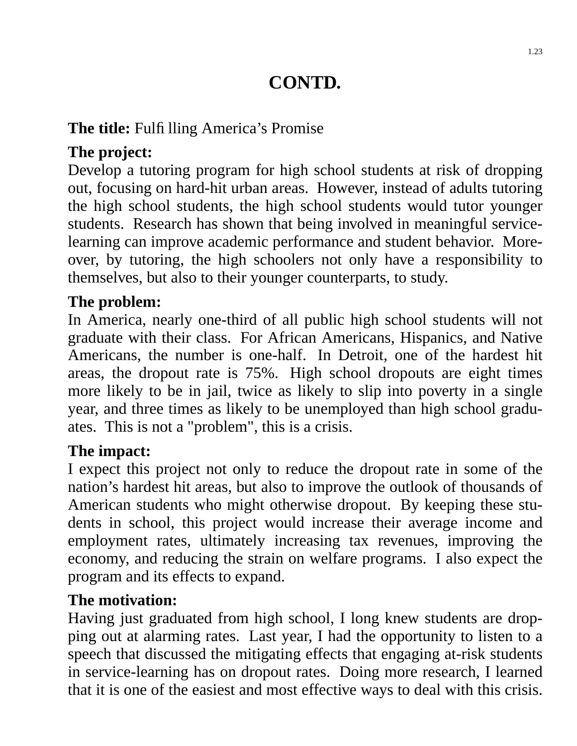# CONTD.

**The title:** Fulfilling America's Promise

**The project:**
Develop a tutoring program for high school students at risk of dropping out, focusing on hard-hit urban areas. However, instead of adults tutoring the high school students, the high school students would tutor younger students. Research has shown that being involved in meaningful service-learning can improve academic performance and student behavior. Moreover, by tutoring, the high schoolers not only have a responsibility to themselves, but also to their younger counterparts, to study.

**The problem:**
In America, nearly one-third of all public high school students will not graduate with their class. For African Americans, Hispanics, and Native Americans, the number is one-half. In Detroit, one of the hardest hit areas, the dropout rate is 75%. High school dropouts are eight times more likely to be in jail, twice as likely to slip into poverty in a single year, and three times as likely to be unemployed than high school graduates. This is not a "problem", this is a crisis.

**The impact:**
I expect this project not only to reduce the dropout rate in some of the nation's hardest hit areas, but also to improve the outlook of thousands of American students who might otherwise dropout. By keeping these students in school, this project would increase their average income and employment rates, ultimately increasing tax revenues, improving the economy, and reducing the strain on welfare programs. I also expect the program and its effects to expand.

**The motivation:**
Having just graduated from high school, I long knew students are dropping out at alarming rates. Last year, I had the opportunity to listen to a speech that discussed the mitigating effects that engaging at-risk students in service-learning has on dropout rates. Doing more research, I learned that it is one of the easiest and most effective ways to deal with this crisis.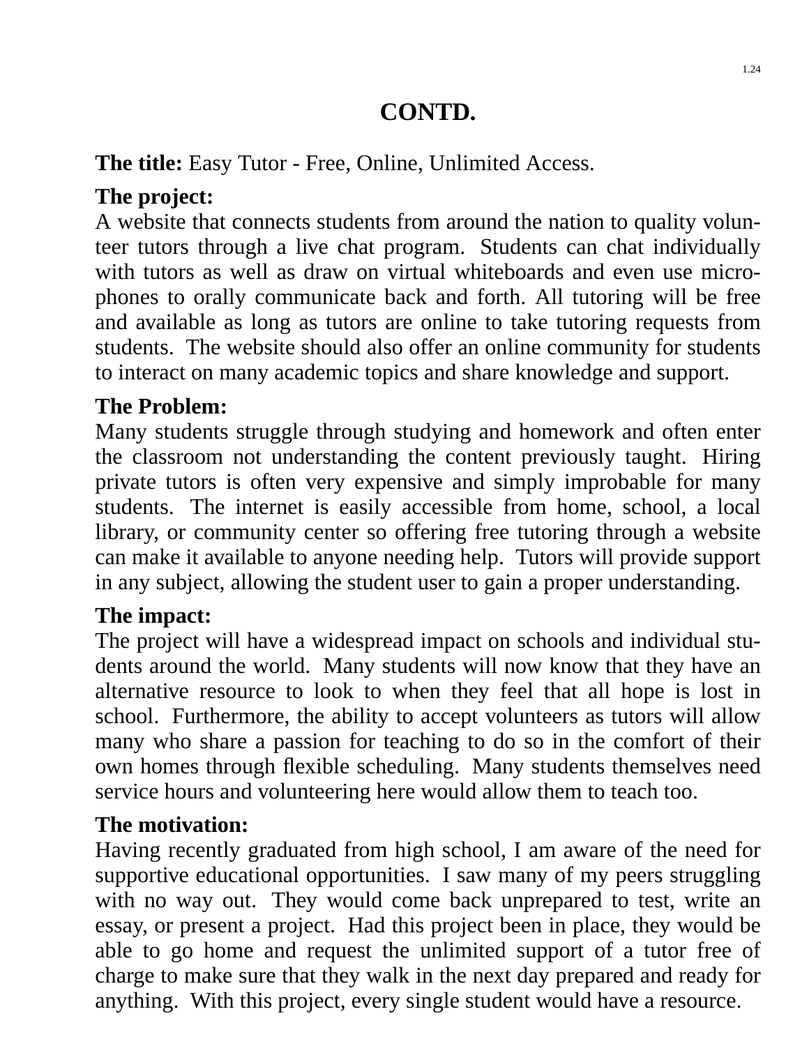# CONTD.

**The title:** Easy Tutor - Free, Online, Unlimited Access.

**The project:**
A website that connects students from around the nation to quality volunteer tutors through a live chat program. Students can chat individually with tutors as well as draw on virtual whiteboards and even use microphones to orally communicate back and forth. All tutoring will be free and available as long as tutors are online to take tutoring requests from students. The website should also offer an online community for students to interact on many academic topics and share knowledge and support.

**The Problem:**
Many students struggle through studying and homework and often enter the classroom not understanding the content previously taught. Hiring private tutors is often very expensive and simply improbable for many students. The internet is easily accessible from home, school, a local library, or community center so offering free tutoring through a website can make it available to anyone needing help. Tutors will provide support in any subject, allowing the student user to gain a proper understanding.

**The impact:**
The project will have a widespread impact on schools and individual students around the world. Many students will now know that they have an alternative resource to look to when they feel that all hope is lost in school. Furthermore, the ability to accept volunteers as tutors will allow many who share a passion for teaching to do so in the comfort of their own homes through flexible scheduling. Many students themselves need service hours and volunteering here would allow them to teach too.

**The motivation:**
Having recently graduated from high school, I am aware of the need for supportive educational opportunities. I saw many of my peers struggling with no way out. They would come back unprepared to test, write an essay, or present a project. Had this project been in place, they would be able to go home and request the unlimited support of a tutor free of charge to make sure that they walk in the next day prepared and ready for anything. With this project, every single student would have a resource.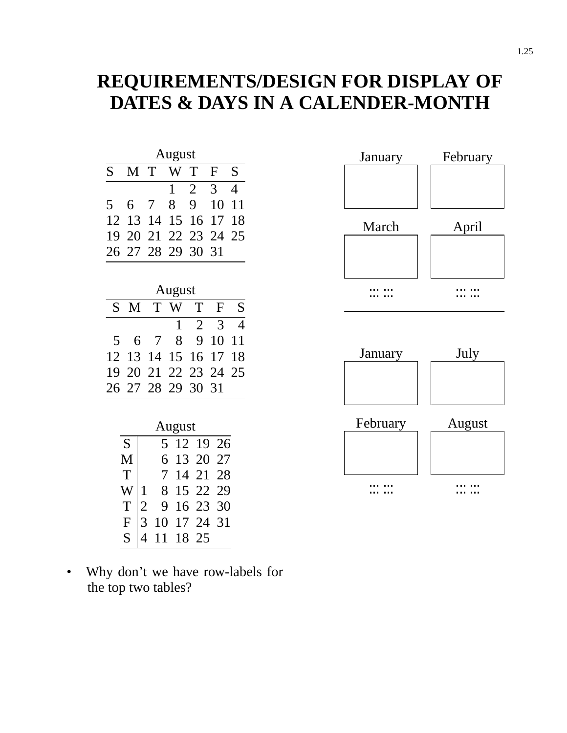# REQUIREMENTS/DESIGN FOR DISPLAY OF DATES & DAYS IN A CALENDER-MONTH

August

| S | M | T | W | T | F | S |
|---|---|---|---|---|---|---|
| | | | 1 | 2 | 3 | 4 |
| 5 | 6 | 7 | 8 | 9 | 10 | 11 |
| 12 | 13 | 14 | 15 | 16 | 17 | 18 |
| 19 | 20 | 21 | 22 | 23 | 24 | 25 |
| 26 | 27 | 28 | 29 | 30 | 31 | |

August

| S | M | T | W | T | F | S |
|--:|--:|--:|--:|--:|--:|--:|
| | | | 1 | 2 | 3 | 4 |
| 5 | 6 | 7 | 8 | 9 | 10 | 11 |
| 12 | 13 | 14 | 15 | 16 | 17 | 18 |
| 19 | 20 | 21 | 22 | 23 | 24 | 25 |
| 26 | 27 | 28 | 29 | 30 | 31 | |

August

| | | | | | |
|---|---|---|---|---|---|
| S | | 5 | 12 | 19 | 26 |
| M | | 6 | 13 | 20 | 27 |
| T | | 7 | 14 | 21 | 28 |
| W | 1 | 8 | 15 | 22 | 29 |
| T | 2 | 9 | 16 | 23 | 30 |
| F | 3 | 10 | 17 | 24 | 31 |
| S | 4 | 11 | 18 | 25 | |

| January | February |
|---|---|
| March | April |
| ::: ::: | ::: ::: |

| January | July |
|---|---|
| February | August |
| ::: ::: | ::: ::: |

- Why don't we have row-labels for the top two tables?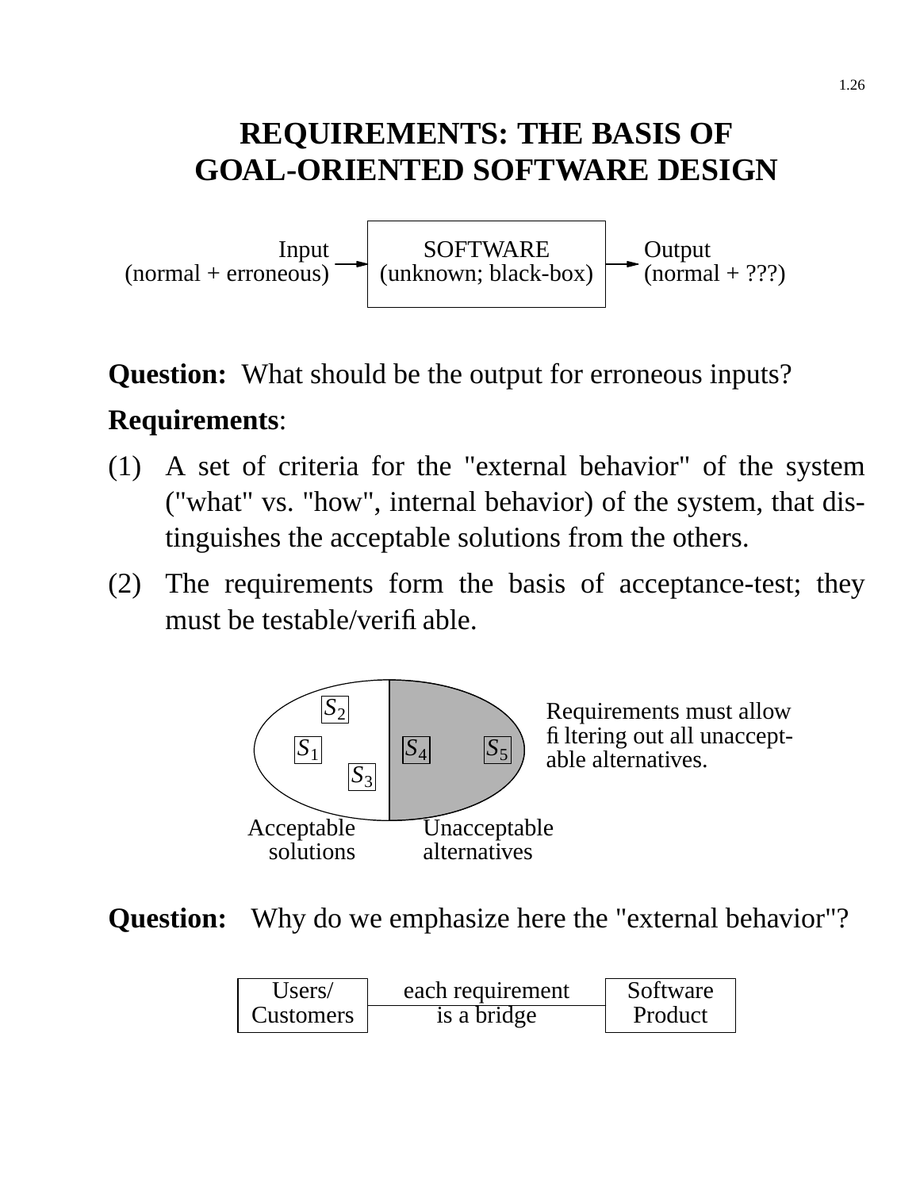# REQUIREMENTS: THE BASIS OF GOAL-ORIENTED SOFTWARE DESIGN

Input (normal + erroneous) → SOFTWARE (unknown; black-box) → Output (normal + ???)

**Question:** What should be the output for erroneous inputs?

**Requirements**:

(1) A set of criteria for the "external behavior" of the system ("what" vs. "how", internal behavior) of the system, that distinguishes the acceptable solutions from the others.

(2) The requirements form the basis of acceptance-test; they must be testable/verifiable.

$S_2$, $S_1$, $S_3$ — Acceptable solutions

$S_4$, $S_5$ — Unacceptable alternatives

Requirements must allow filtering out all unacceptable alternatives.

**Question:** Why do we emphasize here the "external behavior"?

Users/Customers — each requirement is a bridge — Software Product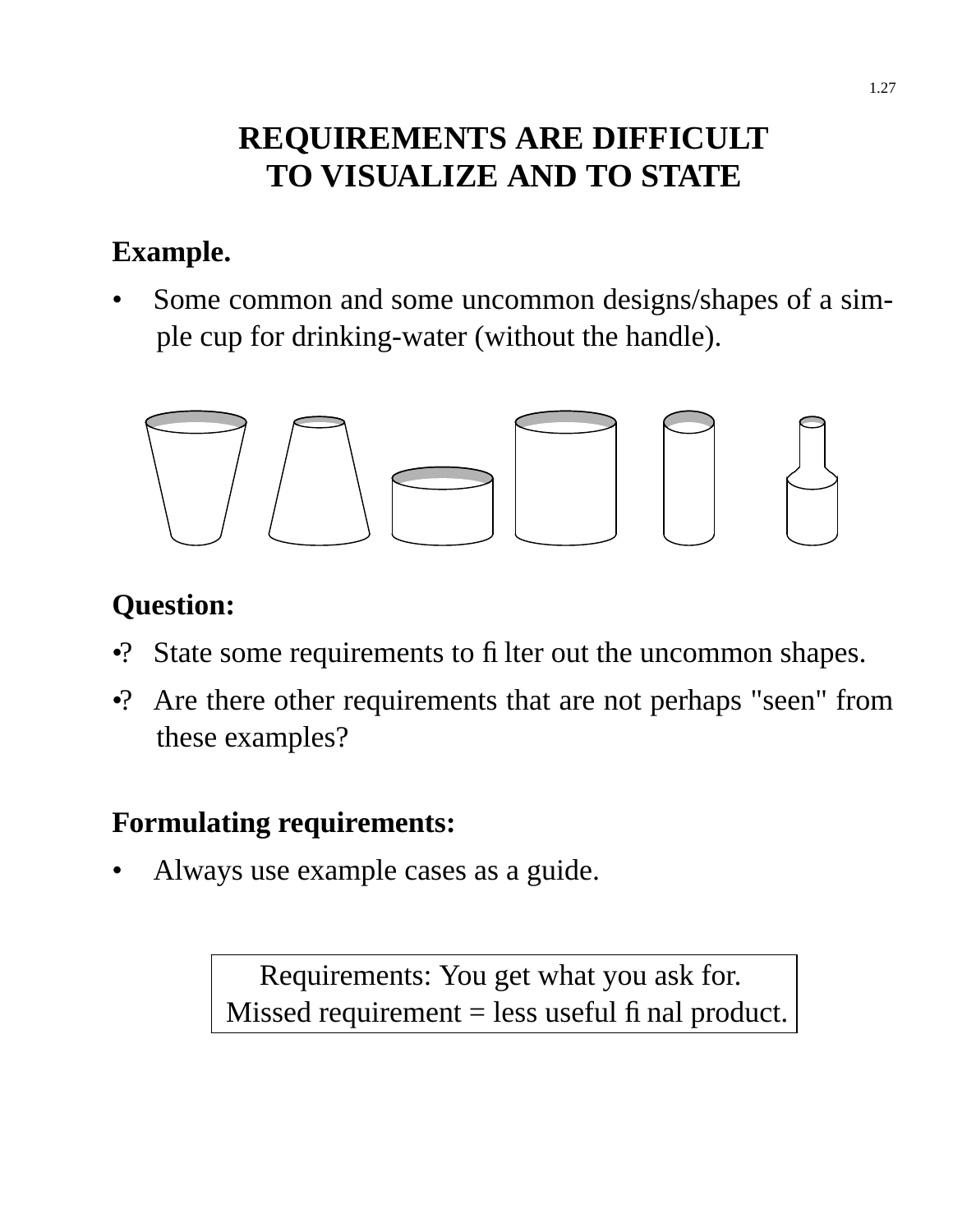# REQUIREMENTS ARE DIFFICULT TO VISUALIZE AND TO STATE

**Example.**

- Some common and some uncommon designs/shapes of a simple cup for drinking-water (without the handle).

**Question:**

- ? State some requirements to filter out the uncommon shapes.
- ? Are there other requirements that are not perhaps "seen" from these examples?

**Formulating requirements:**

- Always use example cases as a guide.

| Requirements: You get what you ask for. Missed requirement = less useful final product. |
|---|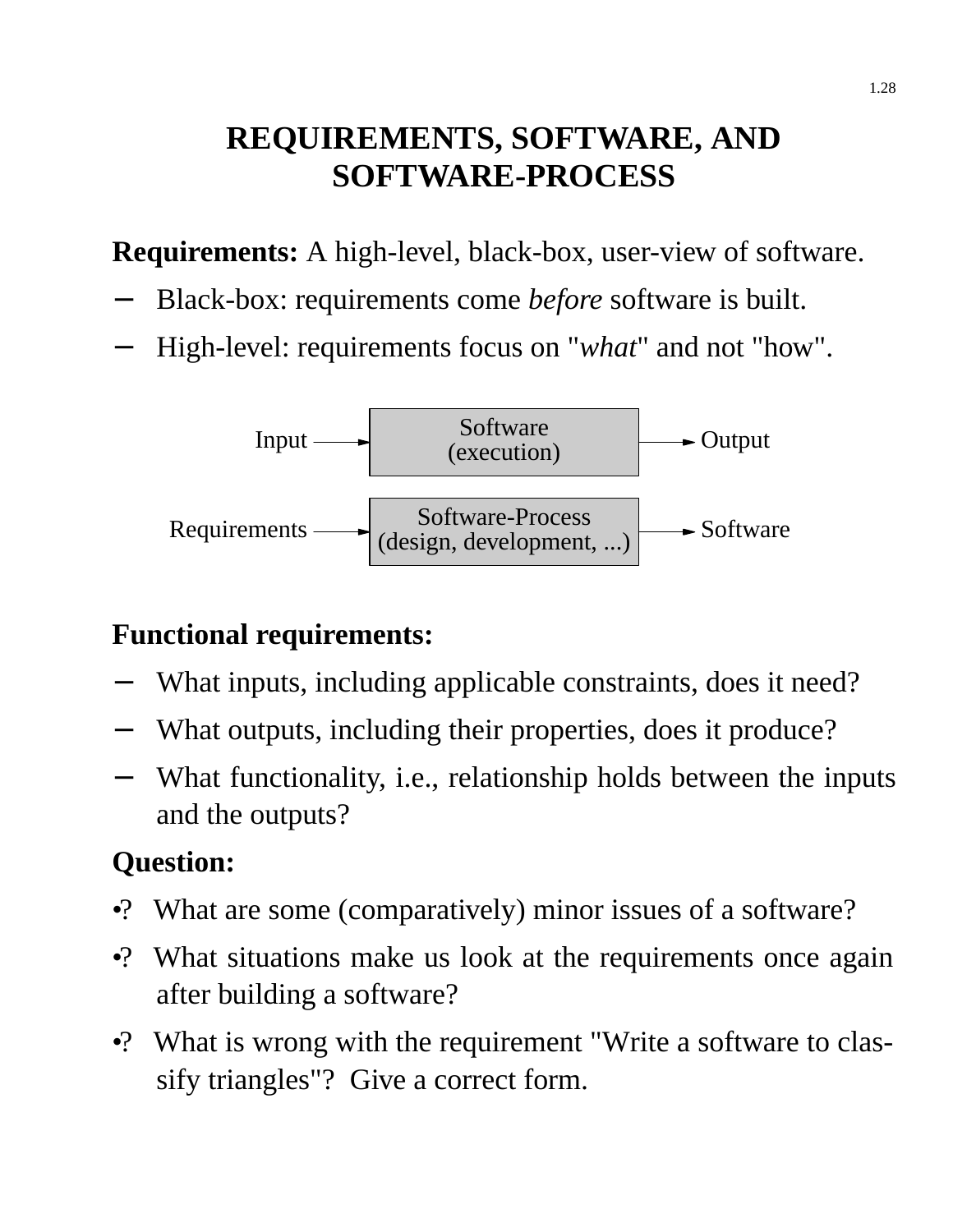# REQUIREMENTS, SOFTWARE, AND SOFTWARE-PROCESS

**Requirements:** A high-level, black-box, user-view of software.

- Black-box: requirements come *before* software is built.
- High-level: requirements focus on "*what*" and not "how".

Input → Software (execution) → Output

Requirements → Software-Process (design, development, ...) → Software

**Functional requirements:**

- What inputs, including applicable constraints, does it need?
- What outputs, including their properties, does it produce?
- What functionality, i.e., relationship holds between the inputs and the outputs?

**Question:**

•? What are some (comparatively) minor issues of a software?

•? What situations make us look at the requirements once again after building a software?

•? What is wrong with the requirement "Write a software to classify triangles"? Give a correct form.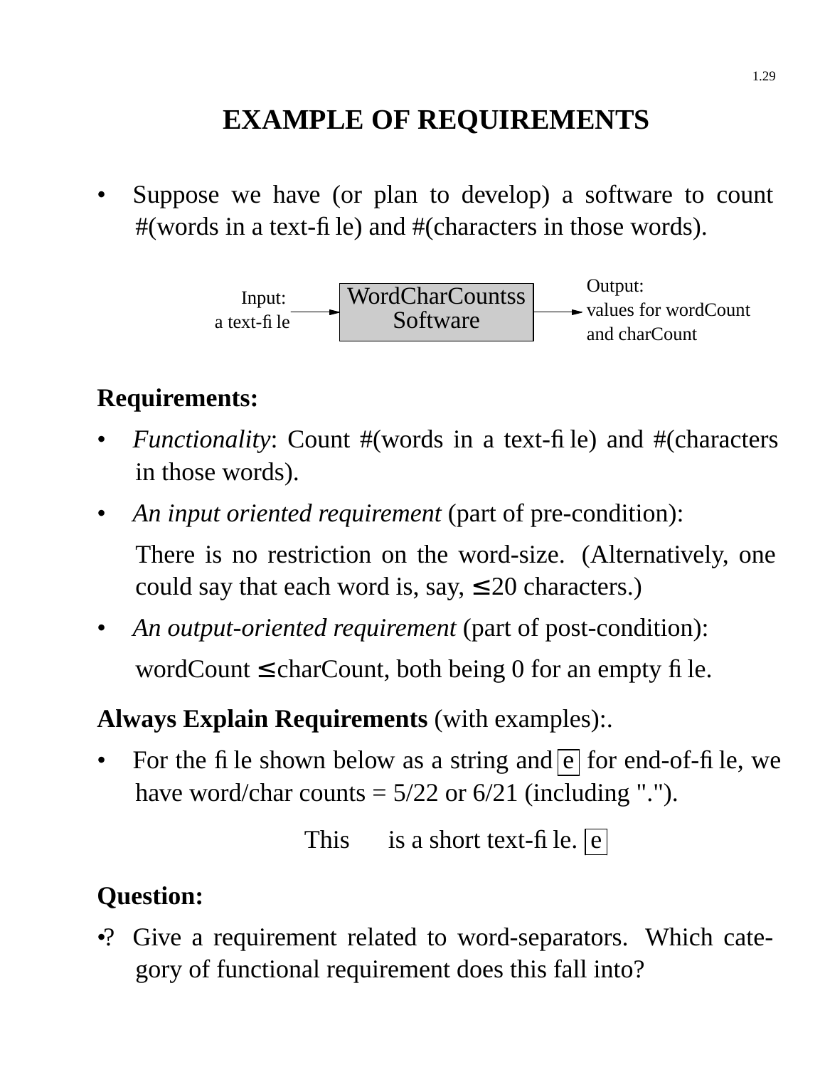# EXAMPLE OF REQUIREMENTS

- Suppose we have (or plan to develop) a software to count #(words in a text-file) and #(characters in those words).

Input: a text-file → WordCharCountss Software → Output: values for wordCount and charCount

**Requirements:**

- *Functionality*: Count #(words in a text-file) and #(characters in those words).
- *An input oriented requirement* (part of pre-condition):

  There is no restriction on the word-size. (Alternatively, one could say that each word is, say, ≤ 20 characters.)

- *An output-oriented requirement* (part of post-condition):

  wordCount ≤ charCount, both being 0 for an empty file.

**Always Explain Requirements** (with examples):.

- For the file shown below as a string and [e] for end-of-file, we have word/char counts = 5/22 or 6/21 (including ".").

  This      is a short text-file. [e]

**Question:**

•? Give a requirement related to word-separators. Which category of functional requirement does this fall into?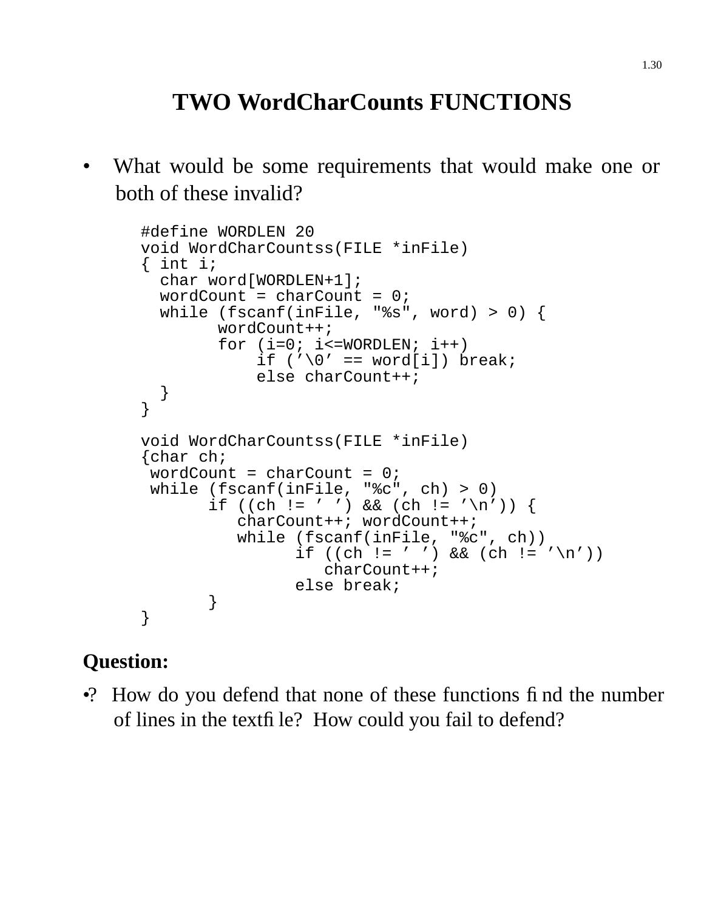# TWO WordCharCounts FUNCTIONS

- What would be some requirements that would make one or both of these invalid?

```
#define WORDLEN 20
void WordCharCountss(FILE *inFile)
{ int i;
  char word[WORDLEN+1];
  wordCount = charCount = 0;
  while (fscanf(inFile, "%s", word) > 0) {
        wordCount++;
        for (i=0; i<=WORDLEN; i++)
            if ('\0' == word[i]) break;
            else charCount++;
  }
}

void WordCharCountss(FILE *inFile)
{char ch;
 wordCount = charCount = 0;
 while (fscanf(inFile, "%c", ch) > 0)
       if ((ch != ' ') && (ch != '\n')) {
          charCount++; wordCount++;
          while (fscanf(inFile, "%c", ch))
                if ((ch != ' ') && (ch != '\n'))
                   charCount++;
                else break;
       }
}
```

**Question:**

•? How do you defend that none of these functions find the number of lines in the textfile? How could you fail to defend?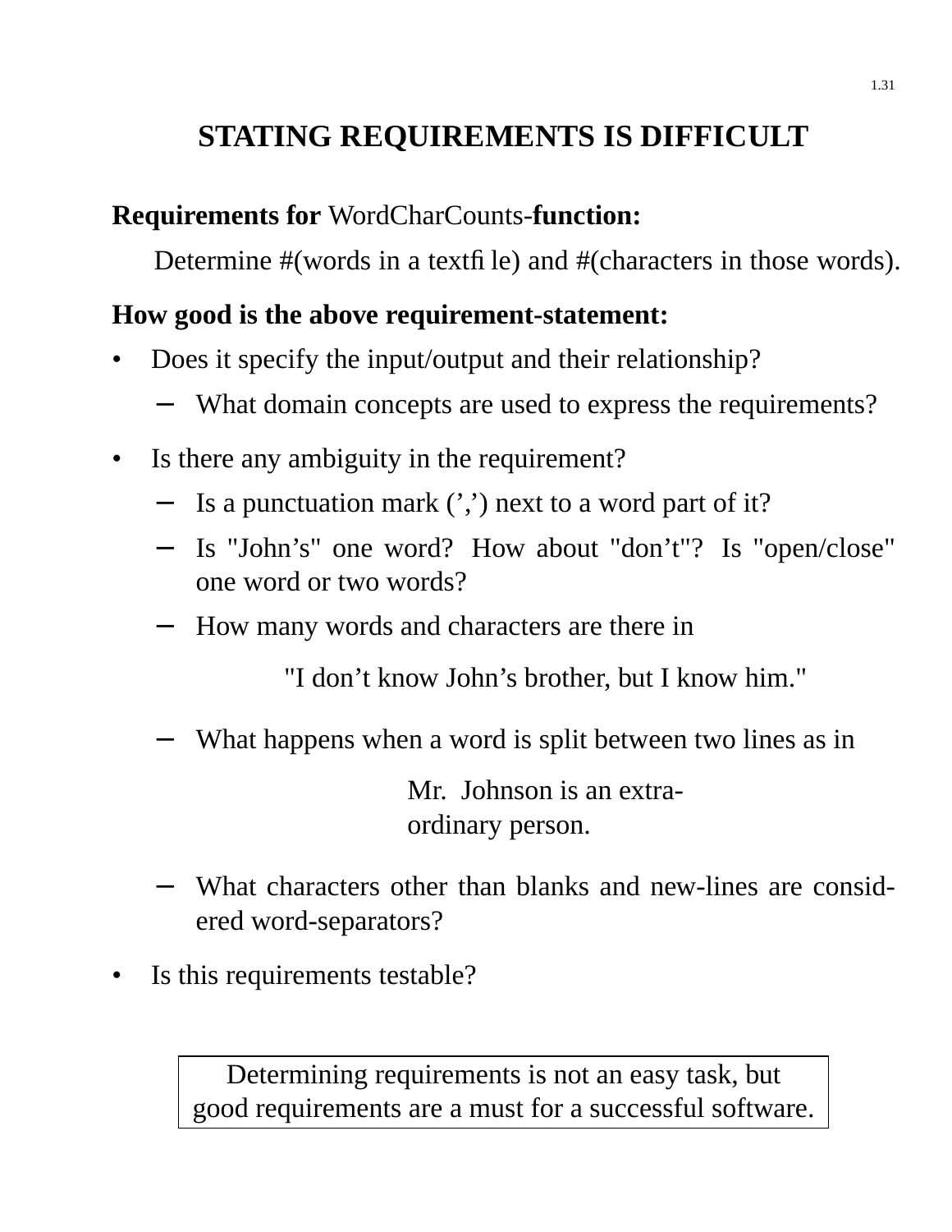# STATING REQUIREMENTS IS DIFFICULT

**Requirements for** WordCharCounts-**function:**

Determine #(words in a textfile) and #(characters in those words).

**How good is the above requirement-statement:**

- Does it specify the input/output and their relationship?
  - What domain concepts are used to express the requirements?
- Is there any ambiguity in the requirement?
  - Is a punctuation mark (',') next to a word part of it?
  - Is "John's" one word? How about "don't"? Is "open/close" one word or two words?
  - How many words and characters are there in

    "I don't know John's brother, but I know him."

  - What happens when a word is split between two lines as in

    Mr. Johnson is an extra-
    ordinary person.

  - What characters other than blanks and new-lines are considered word-separators?
- Is this requirements testable?

| Determining requirements is not an easy task, but good requirements are a must for a successful software. |
| --- |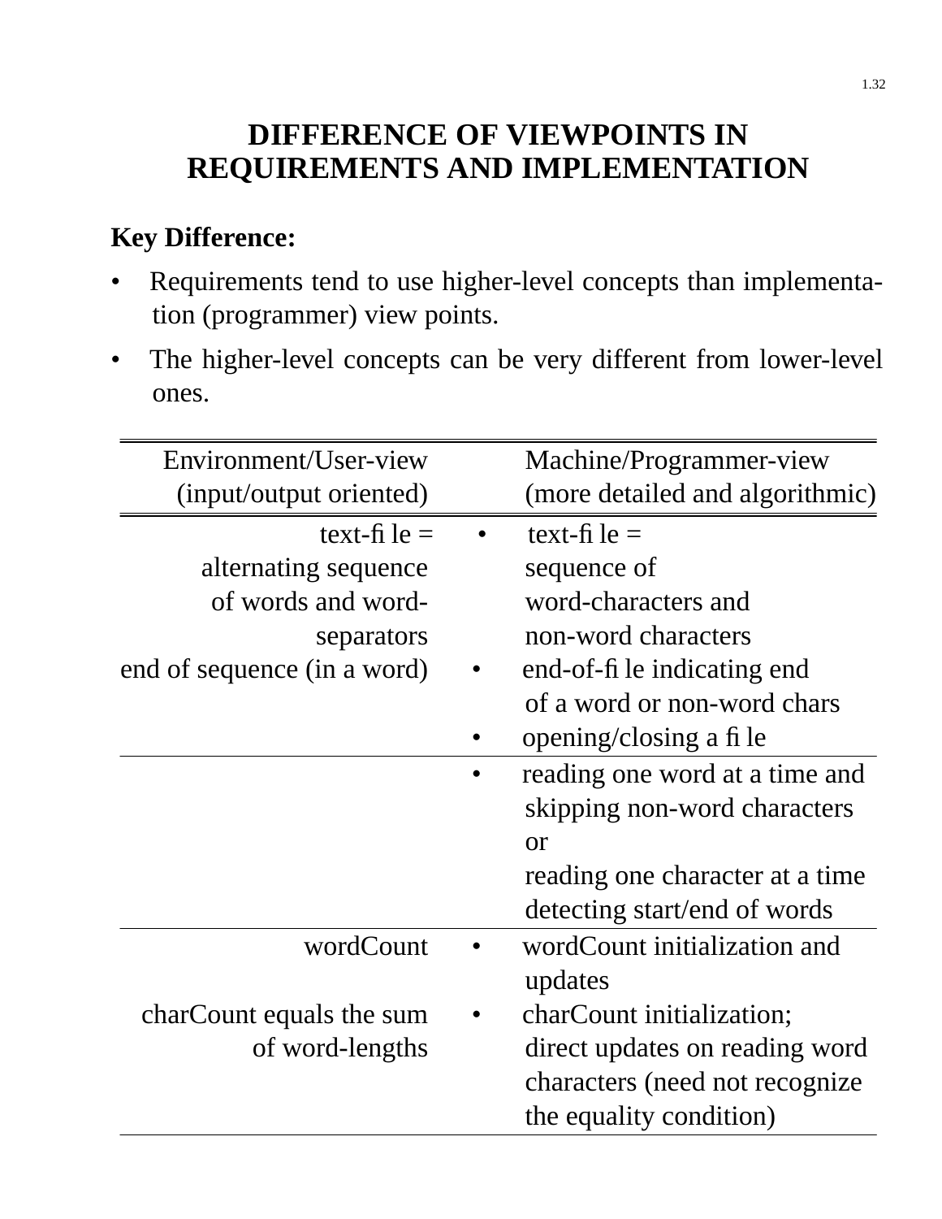# DIFFERENCE OF VIEWPOINTS IN REQUIREMENTS AND IMPLEMENTATION

**Key Difference:**

- Requirements tend to use higher-level concepts than implementation (programmer) view points.
- The higher-level concepts can be very different from lower-level ones.

| Environment/User-view (input/output oriented) | Machine/Programmer-view (more detailed and algorithmic) |
|---|---|
| text-file = alternating sequence of words and word-separators<br>end of sequence (in a word) | • text-file = sequence of word-characters and non-word characters<br>• end-of-file indicating end of a word or non-word chars<br>• opening/closing a file |
| | • reading one word at a time and skipping non-word characters or reading one character at a time detecting start/end of words |
| wordCount<br>charCount equals the sum of word-lengths | • wordCount initialization and updates<br>• charCount initialization; direct updates on reading word characters (need not recognize the equality condition) |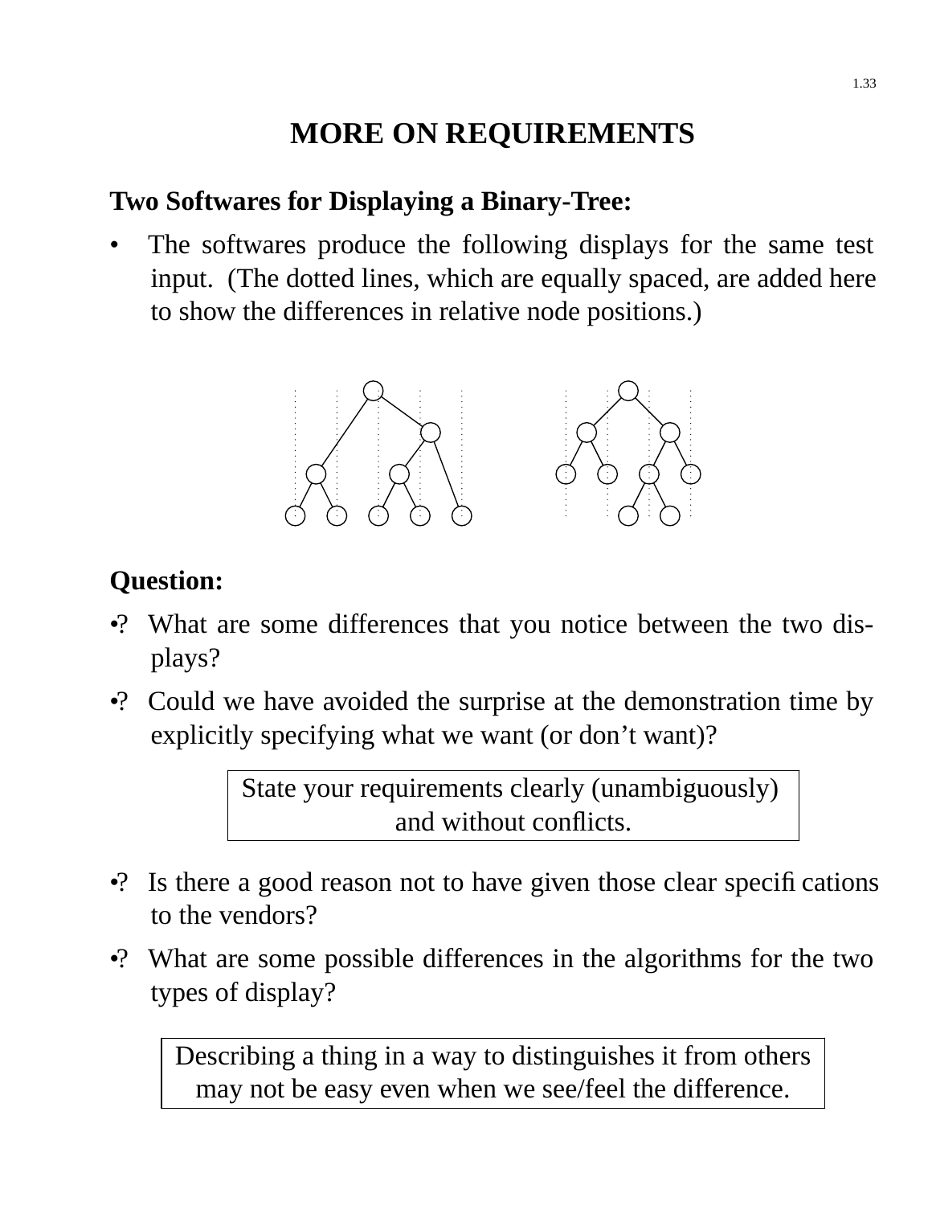# MORE ON REQUIREMENTS

**Two Softwares for Displaying a Binary-Tree:**

- The softwares produce the following displays for the same test input. (The dotted lines, which are equally spaced, are added here to show the differences in relative node positions.)

**Question:**

- ? What are some differences that you notice between the two displays?
- ? Could we have avoided the surprise at the demonstration time by explicitly specifying what we want (or don't want)?

| State your requirements clearly (unambiguously) and without conflicts. |
|---|

- ? Is there a good reason not to have given those clear specifications to the vendors?
- ? What are some possible differences in the algorithms for the two types of display?

| Describing a thing in a way to distinguishes it from others may not be easy even when we see/feel the difference. |
|---|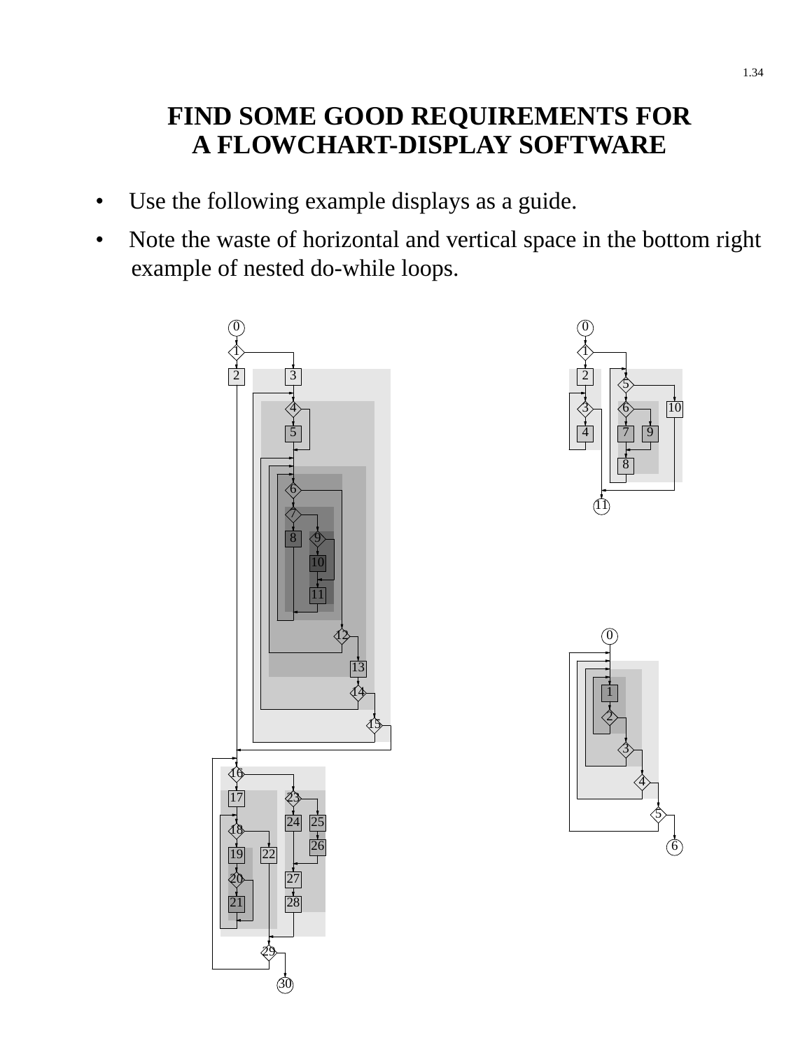# FIND SOME GOOD REQUIREMENTS FOR A FLOWCHART-DISPLAY SOFTWARE

- Use the following example displays as a guide.
- Note the waste of horizontal and vertical space in the bottom right example of nested do-while loops.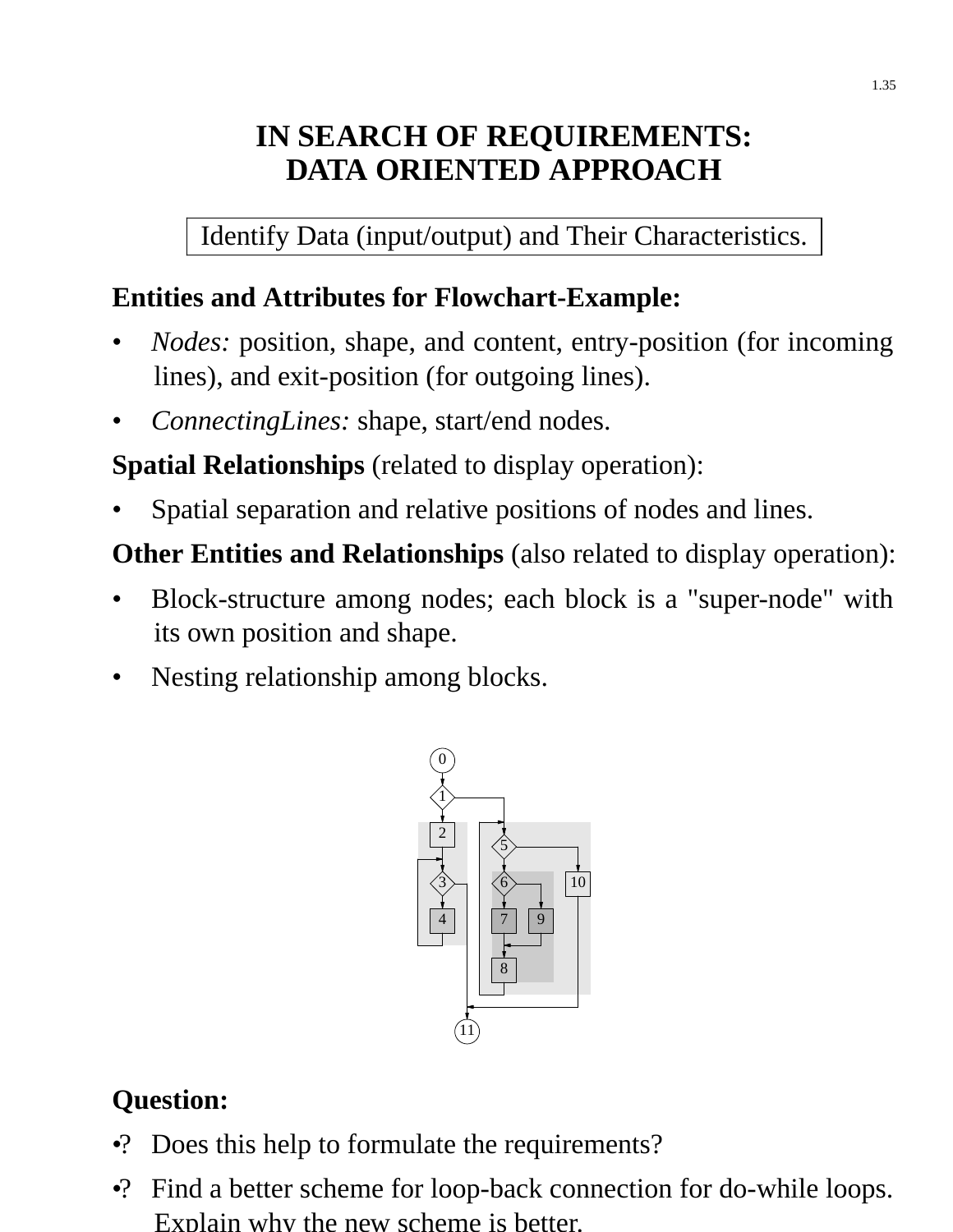# IN SEARCH OF REQUIREMENTS: DATA ORIENTED APPROACH

Identify Data (input/output) and Their Characteristics.

**Entities and Attributes for Flowchart-Example:**

- *Nodes:* position, shape, and content, entry-position (for incoming lines), and exit-position (for outgoing lines).
- *ConnectingLines:* shape, start/end nodes.

**Spatial Relationships** (related to display operation):

- Spatial separation and relative positions of nodes and lines.

**Other Entities and Relationships** (also related to display operation):

- Block-structure among nodes; each block is a "super-node" with its own position and shape.
- Nesting relationship among blocks.

**Question:**

•? Does this help to formulate the requirements?

•? Find a better scheme for loop-back connection for do-while loops. Explain why the new scheme is better.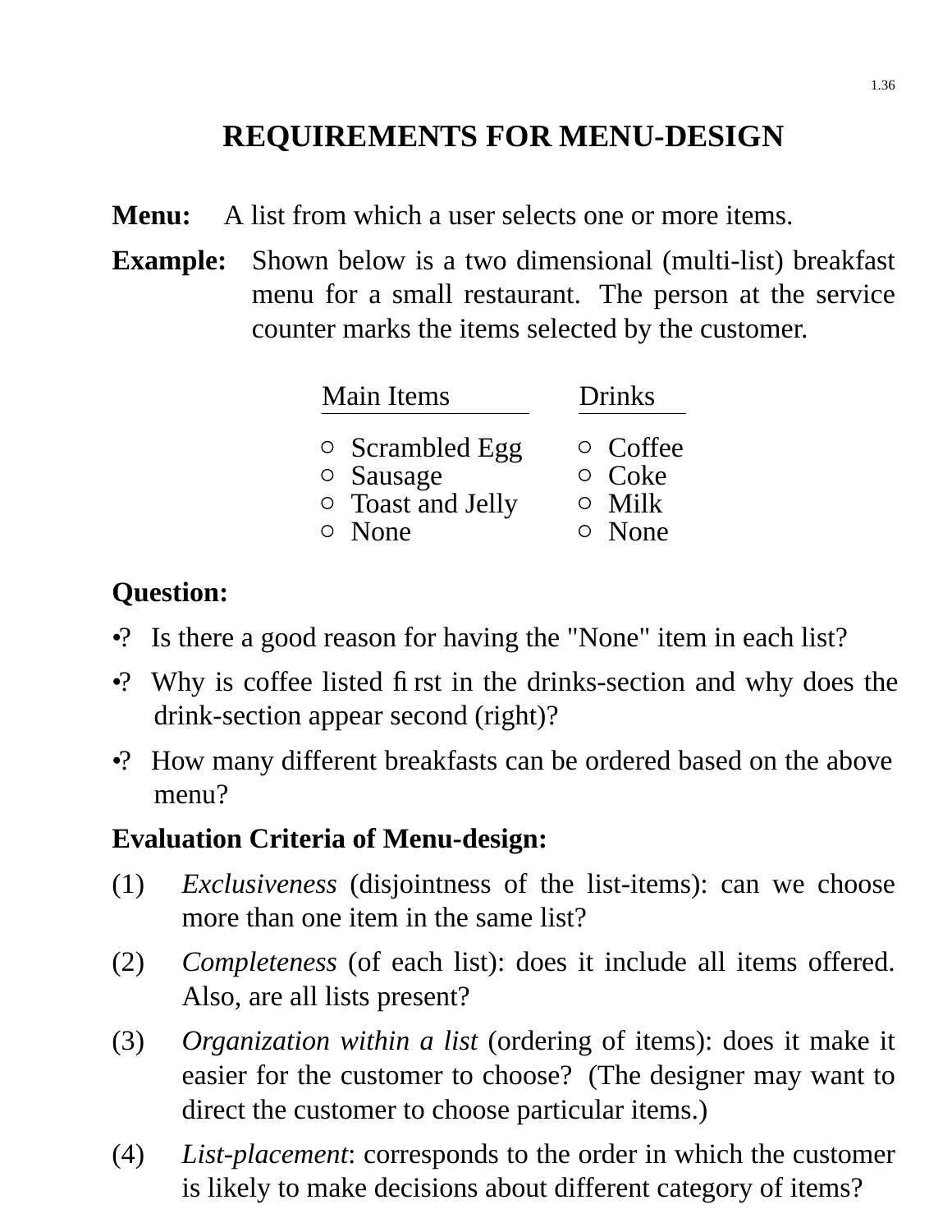# REQUIREMENTS FOR MENU-DESIGN

**Menu:** A list from which a user selects one or more items.

**Example:** Shown below is a two dimensional (multi-list) breakfast menu for a small restaurant. The person at the service counter marks the items selected by the customer.

| Main Items | Drinks |
|---|---|
| ○ Scrambled Egg | ○ Coffee |
| ○ Sausage | ○ Coke |
| ○ Toast and Jelly | ○ Milk |
| ○ None | ○ None |

**Question:**

•? Is there a good reason for having the "None" item in each list?

•? Why is coffee listed first in the drinks-section and why does the drink-section appear second (right)?

•? How many different breakfasts can be ordered based on the above menu?

**Evaluation Criteria of Menu-design:**

(1) *Exclusiveness* (disjointness of the list-items): can we choose more than one item in the same list?

(2) *Completeness* (of each list): does it include all items offered. Also, are all lists present?

(3) *Organization within a list* (ordering of items): does it make it easier for the customer to choose? (The designer may want to direct the customer to choose particular items.)

(4) *List-placement*: corresponds to the order in which the customer is likely to make decisions about different category of items?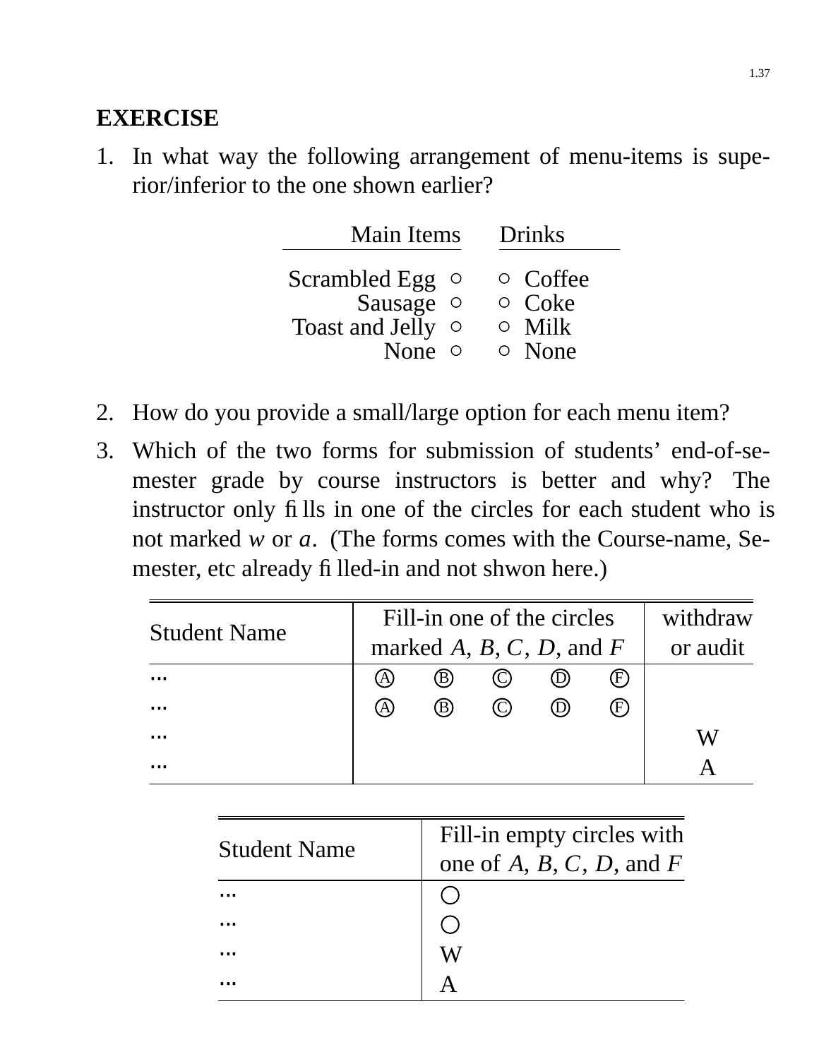## EXERCISE

1. In what way the following arrangement of menu-items is superior/inferior to the one shown earlier?

| Main Items | | | Drinks |
|---:|---|---|:---|
| Scrambled Egg | ○ | ○ | Coffee |
| Sausage | ○ | ○ | Coke |
| Toast and Jelly | ○ | ○ | Milk |
| None | ○ | ○ | None |

2. How do you provide a small/large option for each menu item?

3. Which of the two forms for submission of students' end-of-semester grade by course instructors is better and why? The instructor only fills in one of the circles for each student who is not marked *w* or *a*. (The forms comes with the Course-name, Semester, etc already filled-in and not shwon here.)

| Student Name | Fill-in one of the circles marked *A*, *B*, *C*, *D*, and *F* | | | | | withdraw or audit |
|---|---|---|---|---|---|---|
| … | Ⓐ | Ⓑ | Ⓒ | Ⓓ | Ⓕ | |
| … | Ⓐ | Ⓑ | Ⓒ | Ⓓ | Ⓕ | |
| … | | | | | | W |
| … | | | | | | A |

| Student Name | Fill-in empty circles with one of *A*, *B*, *C*, *D*, and *F* |
|---|---|
| … | ◯ |
| … | ◯ |
| … | W |
| … | A |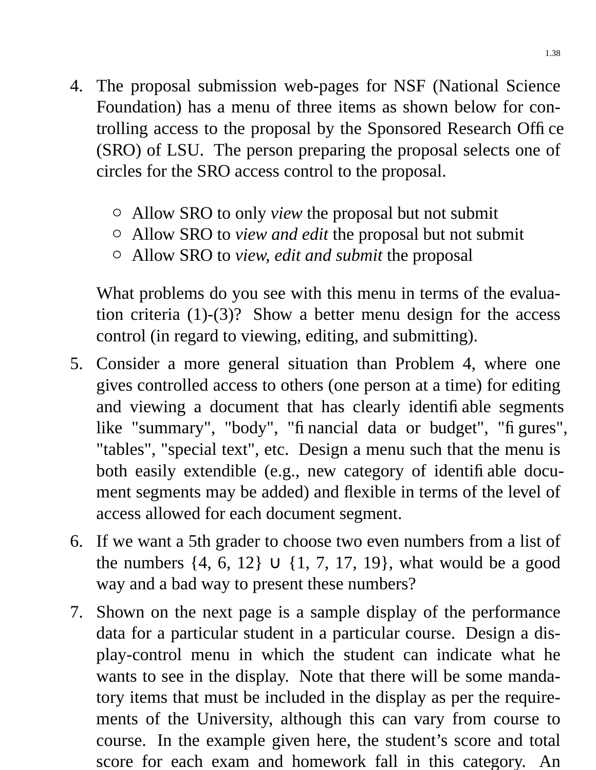4. The proposal submission web-pages for NSF (National Science Foundation) has a menu of three items as shown below for controlling access to the proposal by the Sponsored Research Office (SRO) of LSU. The person preparing the proposal selects one of circles for the SRO access control to the proposal.

   ○ Allow SRO to only *view* the proposal but not submit
   ○ Allow SRO to *view and edit* the proposal but not submit
   ○ Allow SRO to *view, edit and submit* the proposal

   What problems do you see with this menu in terms of the evaluation criteria (1)-(3)? Show a better menu design for the access control (in regard to viewing, editing, and submitting).

5. Consider a more general situation than Problem 4, where one gives controlled access to others (one person at a time) for editing and viewing a document that has clearly identifiable segments like "summary", "body", "financial data or budget", "figures", "tables", "special text", etc. Design a menu such that the menu is both easily extendible (e.g., new category of identifiable document segments may be added) and flexible in terms of the level of access allowed for each document segment.

6. If we want a 5th grader to choose two even numbers from a list of the numbers $\{4, 6, 12\} \cup \{1, 7, 17, 19\}$, what would be a good way and a bad way to present these numbers?

7. Shown on the next page is a sample display of the performance data for a particular student in a particular course. Design a display-control menu in which the student can indicate what he wants to see in the display. Note that there will be some mandatory items that must be included in the display as per the requirements of the University, although this can vary from course to course. In the example given here, the student's score and total score for each exam and homework fall in this category. An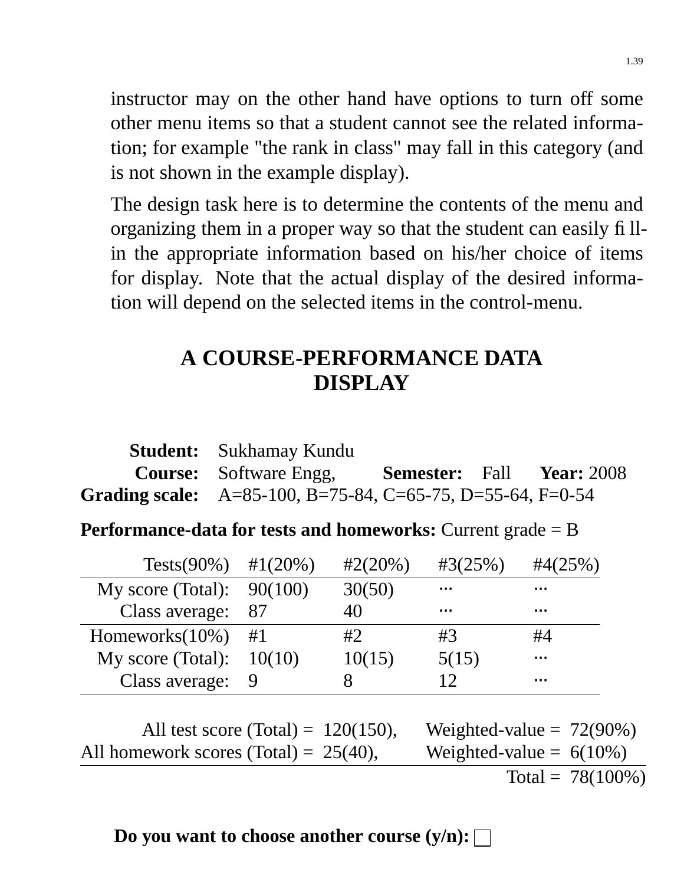instructor may on the other hand have options to turn off some other menu items so that a student cannot see the related information; for example "the rank in class" may fall in this category (and is not shown in the example display).

The design task here is to determine the contents of the menu and organizing them in a proper way so that the student can easily fill-in the appropriate information based on his/her choice of items for display. Note that the actual display of the desired information will depend on the selected items in the control-menu.

## A COURSE-PERFORMANCE DATA DISPLAY

**Student:** Sukhamay Kundu
**Course:** Software Engg, **Semester:** Fall **Year:** 2008
**Grading scale:** A=85-100, B=75-84, C=65-75, D=55-64, F=0-54

**Performance-data for tests and homeworks:** Current grade = B

| Tests(90%) | #1(20%) | #2(20%) | #3(25%) | #4(25%) |
|---|---|---|---|---|
| My score (Total): | 90(100) | 30(50) | ... | ... |
| Class average: | 87 | 40 | ... | ... |
| Homeworks(10%) | #1 | #2 | #3 | #4 |
| My score (Total): | 10(10) | 10(15) | 5(15) | ... |
| Class average: | 9 | 8 | 12 | ... |

| | | | |
|---|---|---|---|
| All test score (Total) = | 120(150), | Weighted-value = | 72(90%) |
| All homework scores (Total) = | 25(40), | Weighted-value = | 6(10%) |
| | | Total = | 78(100%) |

**Do you want to choose another course (y/n):** ☐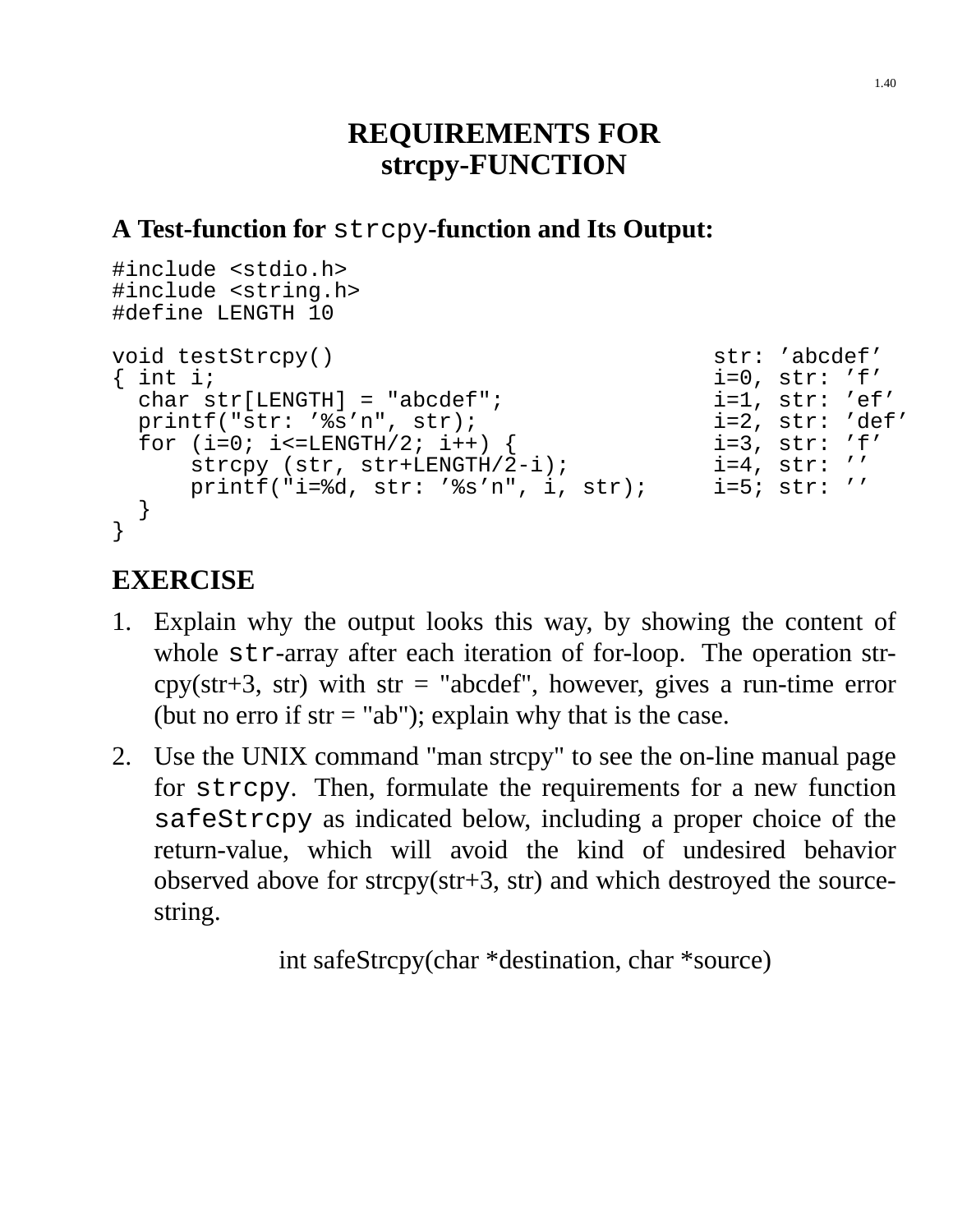# REQUIREMENTS FOR strcpy-FUNCTION

**A Test-function for `strcpy`-function and Its Output:**

```
#include <stdio.h>
#include <string.h>
#define LENGTH 10

void testStrcpy()                                str: ’abcdef’
{ int i;                                         i=0, str: ’f’
  char str[LENGTH] = "abcdef";                   i=1, str: ’ef’
  printf("str: ’%s’n", str);                     i=2, str: ’def’
  for (i=0; i<=LENGTH/2; i++) {                  i=3, str: ’f’
      strcpy (str, str+LENGTH/2-i);              i=4, str: ’’
      printf("i=%d, str: ’%s’n", i, str);        i=5; str: ’’
  }
}
```

## EXERCISE

1. Explain why the output looks this way, by showing the content of whole `str`-array after each iteration of for-loop. The operation strcpy(str+3, str) with str = "abcdef", however, gives a run-time error (but no erro if str = "ab"); explain why that is the case.
2. Use the UNIX command "man strcpy" to see the on-line manual page for `strcpy`. Then, formulate the requirements for a new function `safeStrcpy` as indicated below, including a proper choice of the return-value, which will avoid the kind of undesired behavior observed above for strcpy(str+3, str) and which destroyed the source-string.

   int safeStrcpy(char *destination, char *source)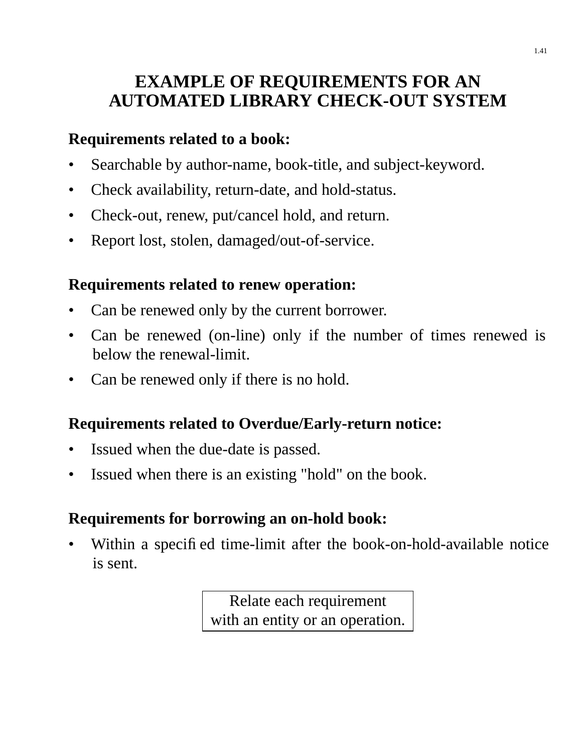# EXAMPLE OF REQUIREMENTS FOR AN AUTOMATED LIBRARY CHECK-OUT SYSTEM

**Requirements related to a book:**

- Searchable by author-name, book-title, and subject-keyword.
- Check availability, return-date, and hold-status.
- Check-out, renew, put/cancel hold, and return.
- Report lost, stolen, damaged/out-of-service.

**Requirements related to renew operation:**

- Can be renewed only by the current borrower.
- Can be renewed (on-line) only if the number of times renewed is below the renewal-limit.
- Can be renewed only if there is no hold.

**Requirements related to Overdue/Early-return notice:**

- Issued when the due-date is passed.
- Issued when there is an existing "hold" on the book.

**Requirements for borrowing an on-hold book:**

- Within a specified time-limit after the book-on-hold-available notice is sent.

| Relate each requirement with an entity or an operation. |
|---|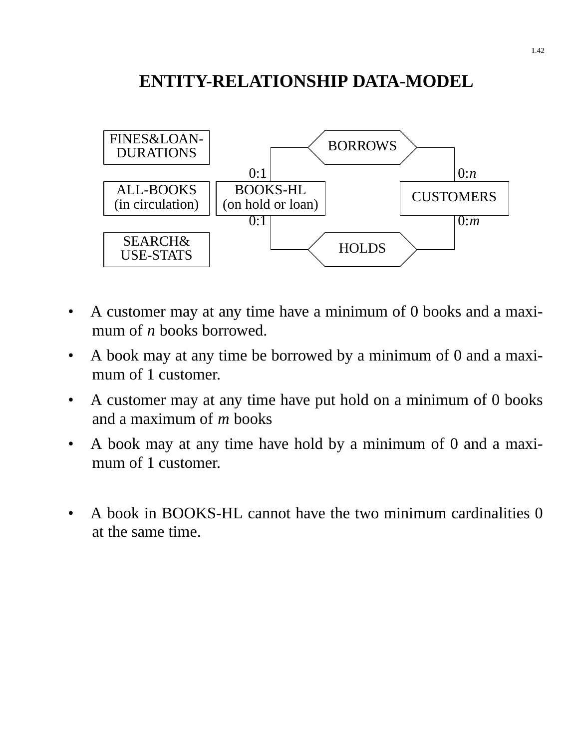# ENTITY-RELATIONSHIP DATA-MODEL

FINES&LOAN-DURATIONS

ALL-BOOKS (in circulation)

SEARCH& USE-STATS

BOOKS-HL (on hold or loan)

CUSTOMERS

BORROWS

HOLDS

0:1

0:1

0:$n$

0:$m$

- A customer may at any time have a minimum of 0 books and a maximum of $n$ books borrowed.
- A book may at any time be borrowed by a minimum of 0 and a maximum of 1 customer.
- A customer may at any time have put hold on a minimum of 0 books and a maximum of $m$ books
- A book may at any time have hold by a minimum of 0 and a maximum of 1 customer.

- A book in BOOKS-HL cannot have the two minimum cardinalities 0 at the same time.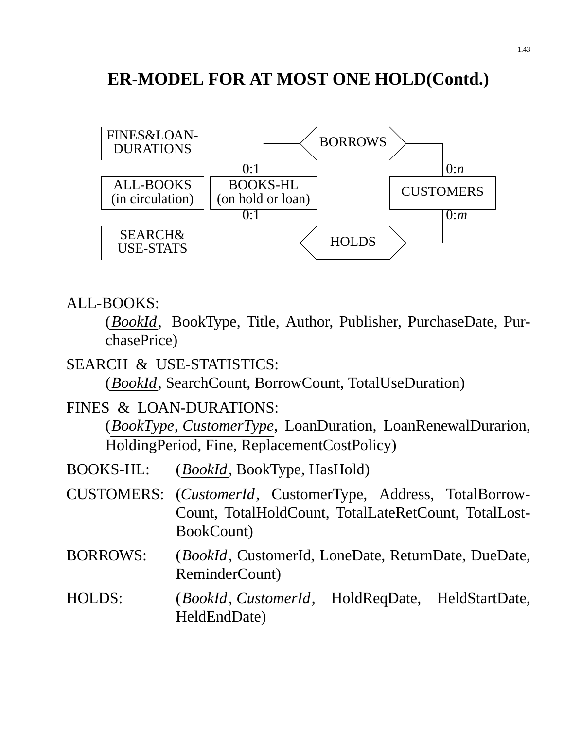# ER-MODEL FOR AT MOST ONE HOLD(Contd.)

FINES&LOAN-DURATIONS

ALL-BOOKS (in circulation)

SEARCH& USE-STATS

BOOKS-HL (on hold or loan)

CUSTOMERS

BORROWS

HOLDS

0:1 0:$n$

0:1 0:$m$

ALL-BOOKS:

(*BookId*, BookType, Title, Author, Publisher, PurchaseDate, PurchasePrice)

SEARCH & USE-STATISTICS:

(*BookId*, SearchCount, BorrowCount, TotalUseDuration)

FINES & LOAN-DURATIONS:

(*BookType*, *CustomerType*, LoanDuration, LoanRenewalDurarion, HoldingPeriod, Fine, ReplacementCostPolicy)

BOOKS-HL: (*BookId*, BookType, HasHold)

CUSTOMERS: (*CustomerId*, CustomerType, Address, TotalBorrowCount, TotalHoldCount, TotalLateRetCount, TotalLostBookCount)

BORROWS: (*BookId*, CustomerId, LoneDate, ReturnDate, DueDate, ReminderCount)

HOLDS: (*BookId*, *CustomerId*, HoldReqDate, HeldStartDate, HeldEndDate)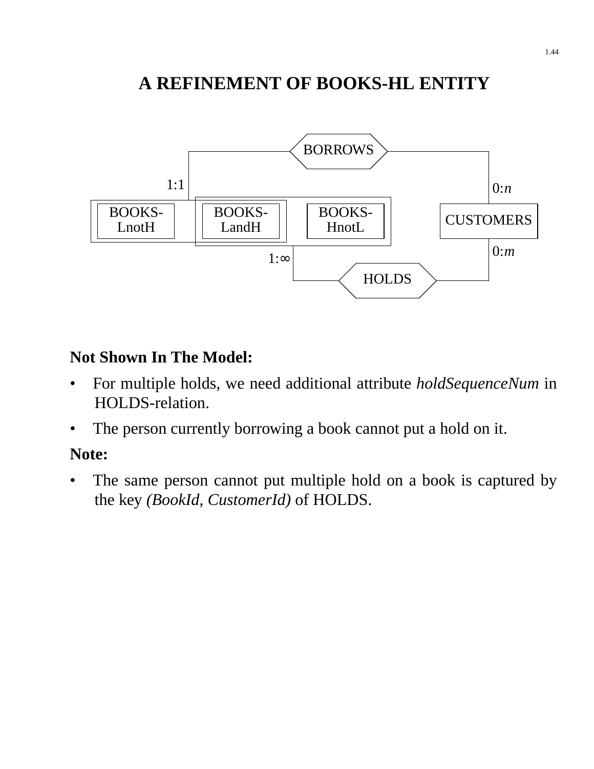# A REFINEMENT OF BOOKS-HL ENTITY

BORROWS

1:1

0:*n*

BOOKS-LnotH

BOOKS-LandH

BOOKS-HnotL

CUSTOMERS

1:∞

0:*m*

HOLDS

**Not Shown In The Model:**

- For multiple holds, we need additional attribute *holdSequenceNum* in HOLDS-relation.
- The person currently borrowing a book cannot put a hold on it.

**Note:**

- The same person cannot put multiple hold on a book is captured by the key *(BookId, CustomerId)* of HOLDS.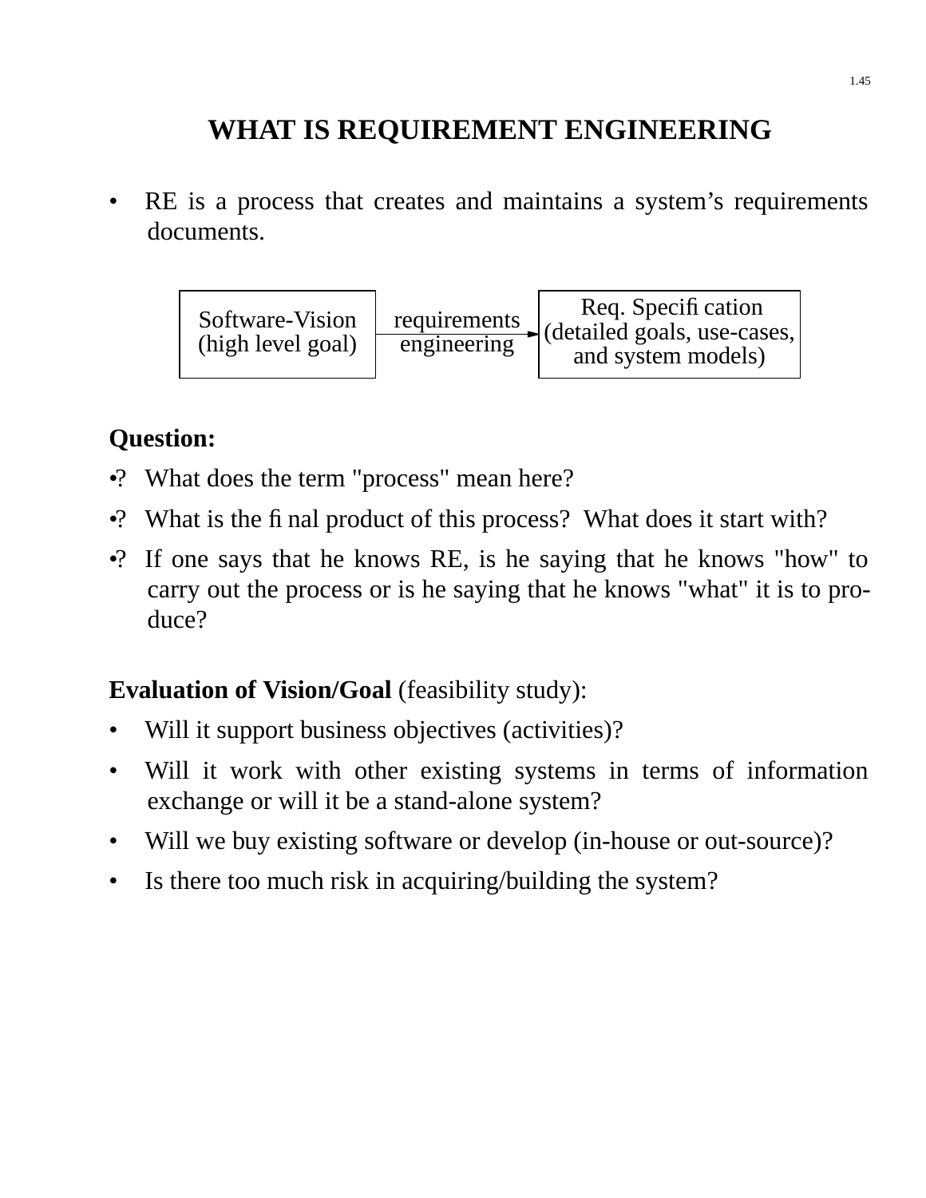# WHAT IS REQUIREMENT ENGINEERING

- RE is a process that creates and maintains a system's requirements documents.

| Software-Vision (high level goal) | requirements engineering → | Req. Specification (detailed goals, use-cases, and system models) |
|---|---|---|

**Question:**

- ? What does the term "process" mean here?
- ? What is the final product of this process? What does it start with?
- ? If one says that he knows RE, is he saying that he knows "how" to carry out the process or is he saying that he knows "what" it is to produce?

**Evaluation of Vision/Goal** (feasibility study):

- Will it support business objectives (activities)?
- Will it work with other existing systems in terms of information exchange or will it be a stand-alone system?
- Will we buy existing software or develop (in-house or out-source)?
- Is there too much risk in acquiring/building the system?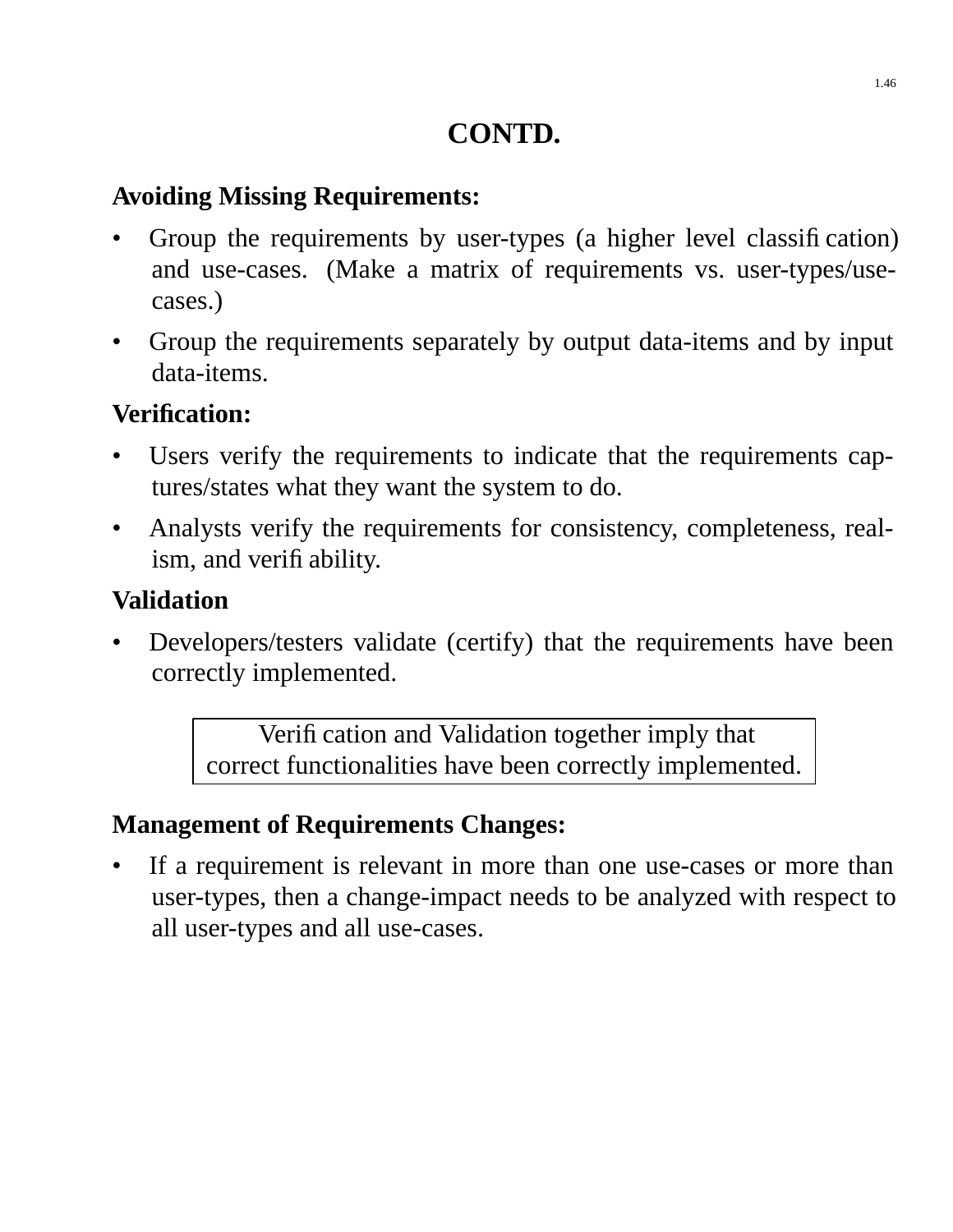## CONTD.

**Avoiding Missing Requirements:**

- Group the requirements by user-types (a higher level classification) and use-cases. (Make a matrix of requirements vs. user-types/use-cases.)
- Group the requirements separately by output data-items and by input data-items.

**Verification:**

- Users verify the requirements to indicate that the requirements captures/states what they want the system to do.
- Analysts verify the requirements for consistency, completeness, realism, and verifiability.

**Validation**

- Developers/testers validate (certify) that the requirements have been correctly implemented.

| Verification and Validation together imply that correct functionalities have been correctly implemented. |
|---|

**Management of Requirements Changes:**

- If a requirement is relevant in more than one use-cases or more than user-types, then a change-impact needs to be analyzed with respect to all user-types and all use-cases.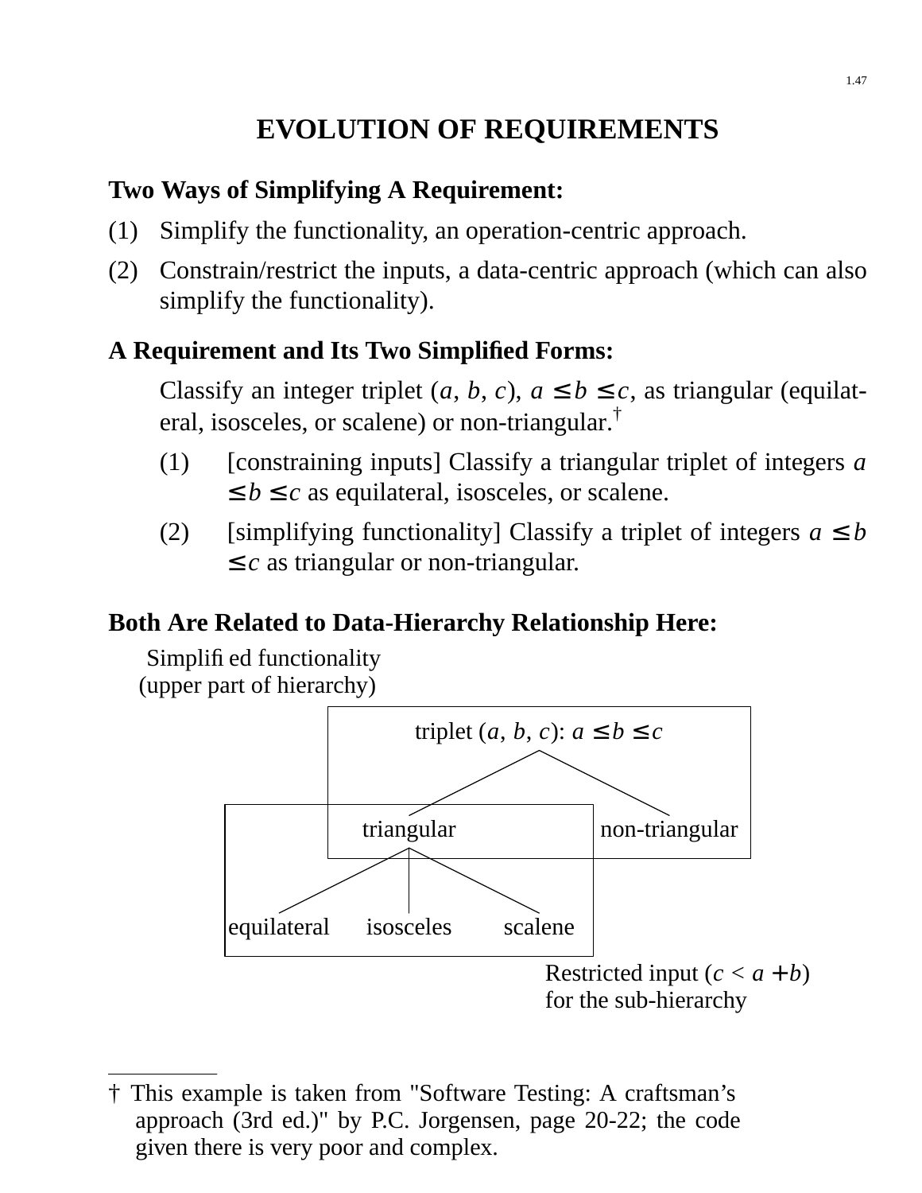# EVOLUTION OF REQUIREMENTS

**Two Ways of Simplifying A Requirement:**

(1) Simplify the functionality, an operation-centric approach.

(2) Constrain/restrict the inputs, a data-centric approach (which can also simplify the functionality).

**A Requirement and Its Two Simplified Forms:**

Classify an integer triplet $(a, b, c)$, $a \le b \le c$, as triangular (equilateral, isosceles, or scalene) or non-triangular.†

(1) [constraining inputs] Classify a triangular triplet of integers $a \le b \le c$ as equilateral, isosceles, or scalene.

(2) [simplifying functionality] Classify a triplet of integers $a \le b \le c$ as triangular or non-triangular.

**Both Are Related to Data-Hierarchy Relationship Here:**

Simplified functionality
(upper part of hierarchy)

```
                 triplet (a, b, c): a ≤ b ≤ c
                    /                  \
             triangular            non-triangular
            /     |     \
  equilateral  isosceles  scalene
```

Restricted input ($c < a + b$)
for the sub-hierarchy

---

† This example is taken from "Software Testing: A craftsman's approach (3rd ed.)" by P.C. Jorgensen, page 20-22; the code given there is very poor and complex.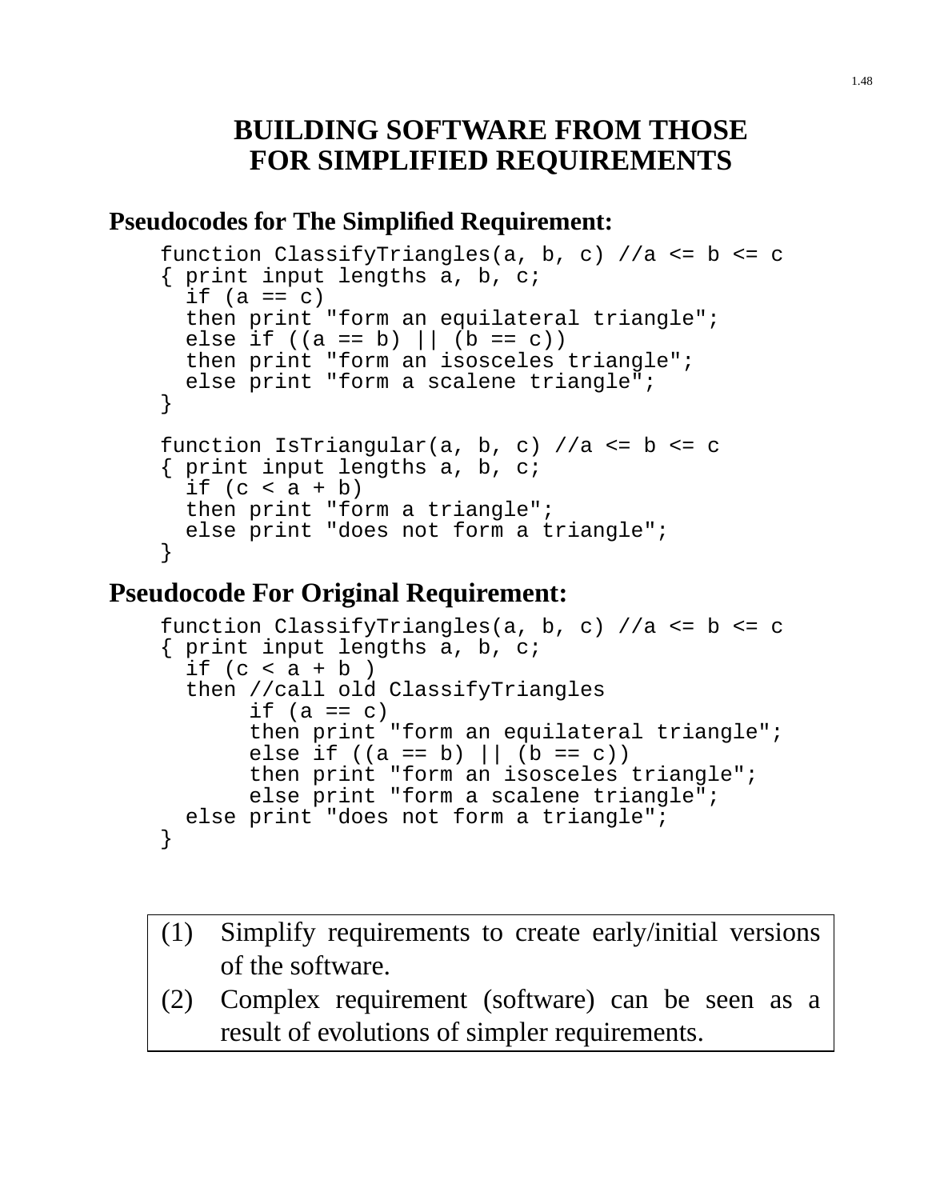# BUILDING SOFTWARE FROM THOSE FOR SIMPLIFIED REQUIREMENTS

**Pseudocodes for The Simplified Requirement:**

```
function ClassifyTriangles(a, b, c) //a <= b <= c
{ print input lengths a, b, c;
  if (a == c)
  then print "form an equilateral triangle";
  else if ((a == b) || (b == c))
  then print "form an isosceles triangle";
  else print "form a scalene triangle";
}

function IsTriangular(a, b, c) //a <= b <= c
{ print input lengths a, b, c;
  if (c < a + b)
  then print "form a triangle";
  else print "does not form a triangle";
}
```

**Pseudocode For Original Requirement:**

```
function ClassifyTriangles(a, b, c) //a <= b <= c
{ print input lengths a, b, c;
  if (c < a + b )
  then //call old ClassifyTriangles
       if (a == c)
       then print "form an equilateral triangle";
       else if ((a == b) || (b == c))
       then print "form an isosceles triangle";
       else print "form a scalene triangle";
  else print "does not form a triangle";
}
```

(1) Simplify requirements to create early/initial versions of the software.

(2) Complex requirement (software) can be seen as a result of evolutions of simpler requirements.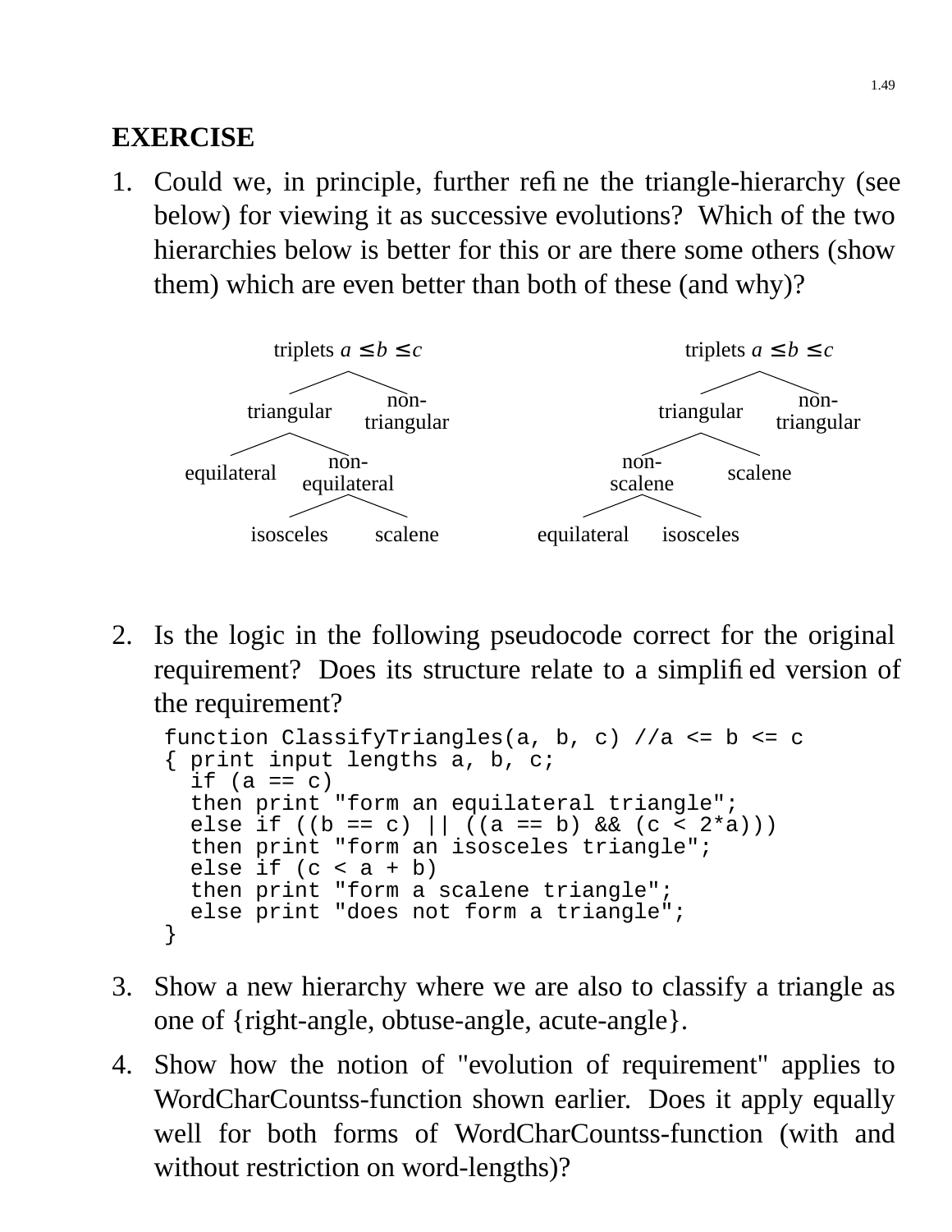**EXERCISE**

1. Could we, in principle, further refine the triangle-hierarchy (see below) for viewing it as successive evolutions? Which of the two hierarchies below is better for this or are there some others (show them) which are even better than both of these (and why)?

```
        triplets a ≤ b ≤ c                     triplets a ≤ b ≤ c
         /            \                          /            \
   triangular      non-                    triangular      non-
                   triangular                               triangular
    /        \                               /        \
equilateral  non-                         non-       scalene
             equilateral                  scalene
              /      \                    /      \
        isosceles   scalene         equilateral  isosceles
```

2. Is the logic in the following pseudocode correct for the original requirement? Does its structure relate to a simplified version of the requirement?

```
function ClassifyTriangles(a, b, c) //a <= b <= c
{ print input lengths a, b, c;
  if (a == c)
  then print "form an equilateral triangle";
  else if ((b == c) || ((a == b) && (c < 2*a)))
  then print "form an isosceles triangle";
  else if (c < a + b)
  then print "form a scalene triangle";
  else print "does not form a triangle";
}
```

3. Show a new hierarchy where we are also to classify a triangle as one of {right-angle, obtuse-angle, acute-angle}.

4. Show how the notion of "evolution of requirement" applies to WordCharCountss-function shown earlier. Does it apply equally well for both forms of WordCharCountss-function (with and without restriction on word-lengths)?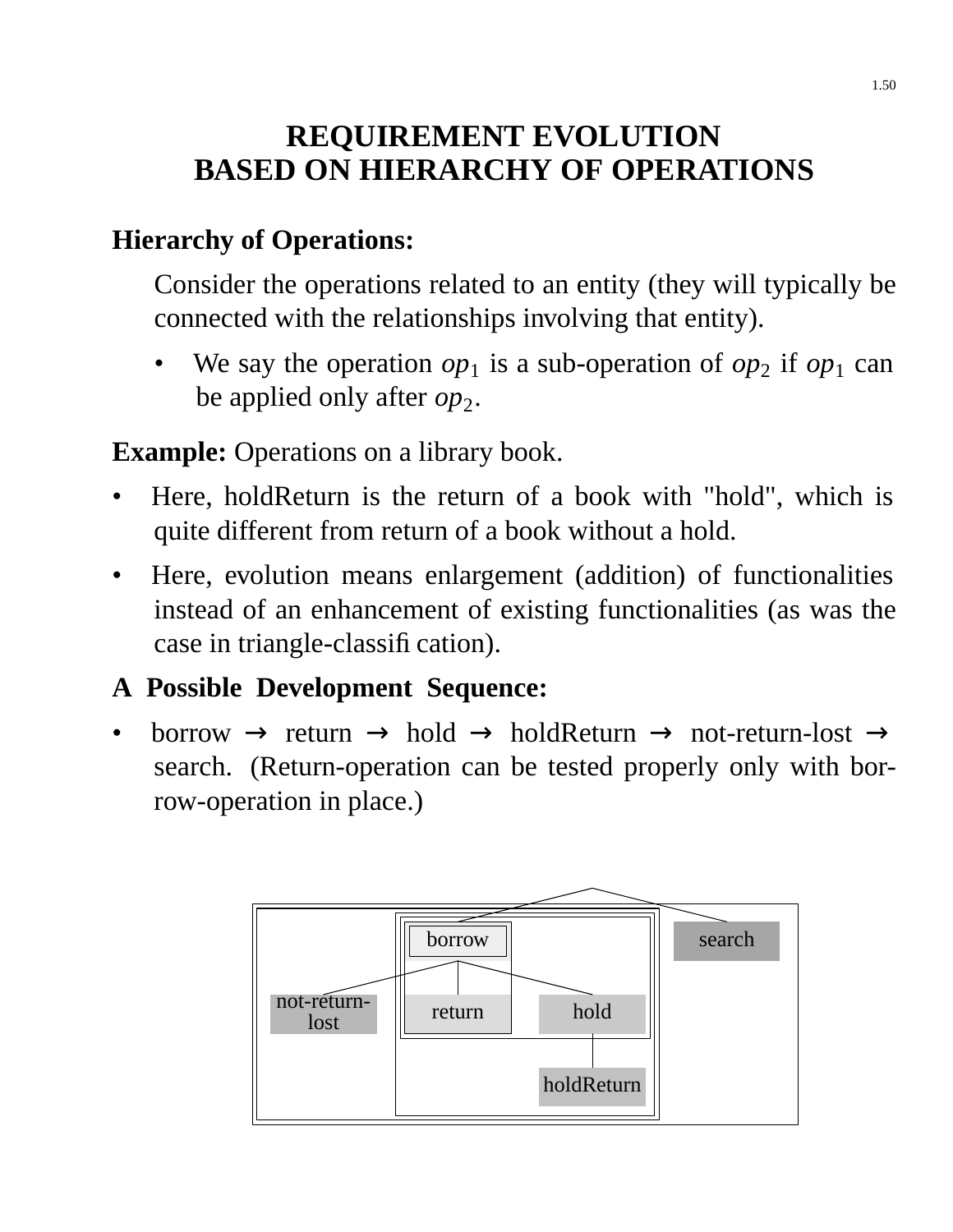# REQUIREMENT EVOLUTION
# BASED ON HIERARCHY OF OPERATIONS

**Hierarchy of Operations:**

Consider the operations related to an entity (they will typically be connected with the relationships involving that entity).

- We say the operation $op_1$ is a sub-operation of $op_2$ if $op_1$ can be applied only after $op_2$.

**Example:** Operations on a library book.

- Here, holdReturn is the return of a book with "hold", which is quite different from return of a book without a hold.
- Here, evolution means enlargement (addition) of functionalities instead of an enhancement of existing functionalities (as was the case in triangle-classification).

**A Possible Development Sequence:**

- borrow → return → hold → holdReturn → not-return-lost → search. (Return-operation can be tested properly only with borrow-operation in place.)

borrow

search

not-return-lost

return

hold

holdReturn